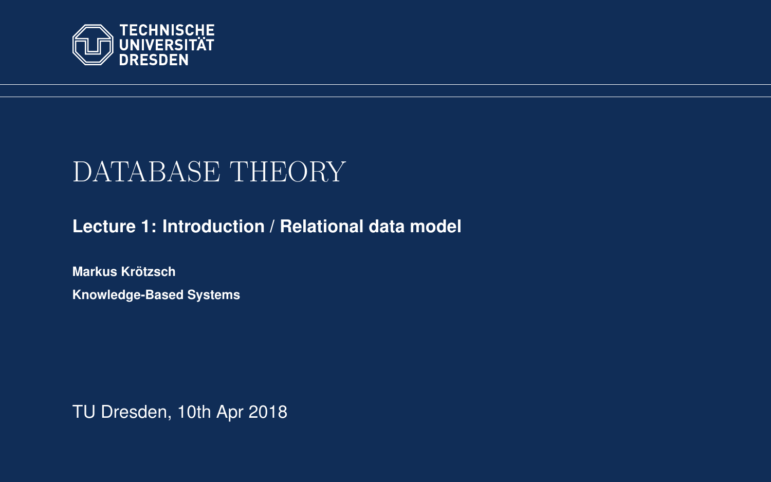TECHNISCHE UNIVERSITÄT DRESDEN

# DATABASE THEORY

## Lecture 1: Introduction / Relational data model

**Markus Krötzsch**

**Knowledge-Based Systems**

TU Dresden, 10th Apr 2018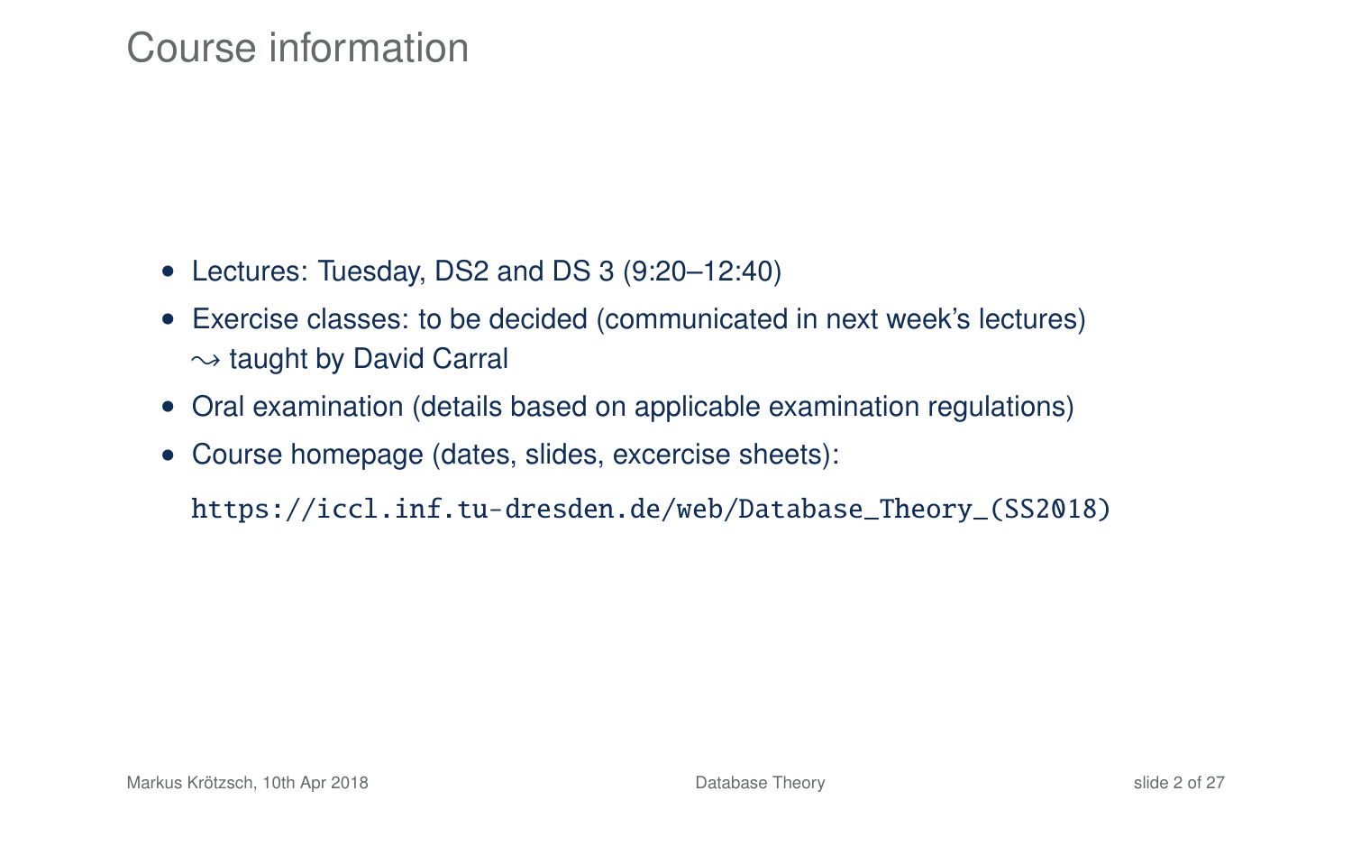# Course information

- Lectures: Tuesday, DS2 and DS 3 (9:20–12:40)
- Exercise classes: to be decided (communicated in next week's lectures)
  $\leadsto$ taught by David Carral
- Oral examination (details based on applicable examination regulations)
- Course homepage (dates, slides, excercise sheets):

  `https://iccl.inf.tu-dresden.de/web/Database_Theory_(SS2018)`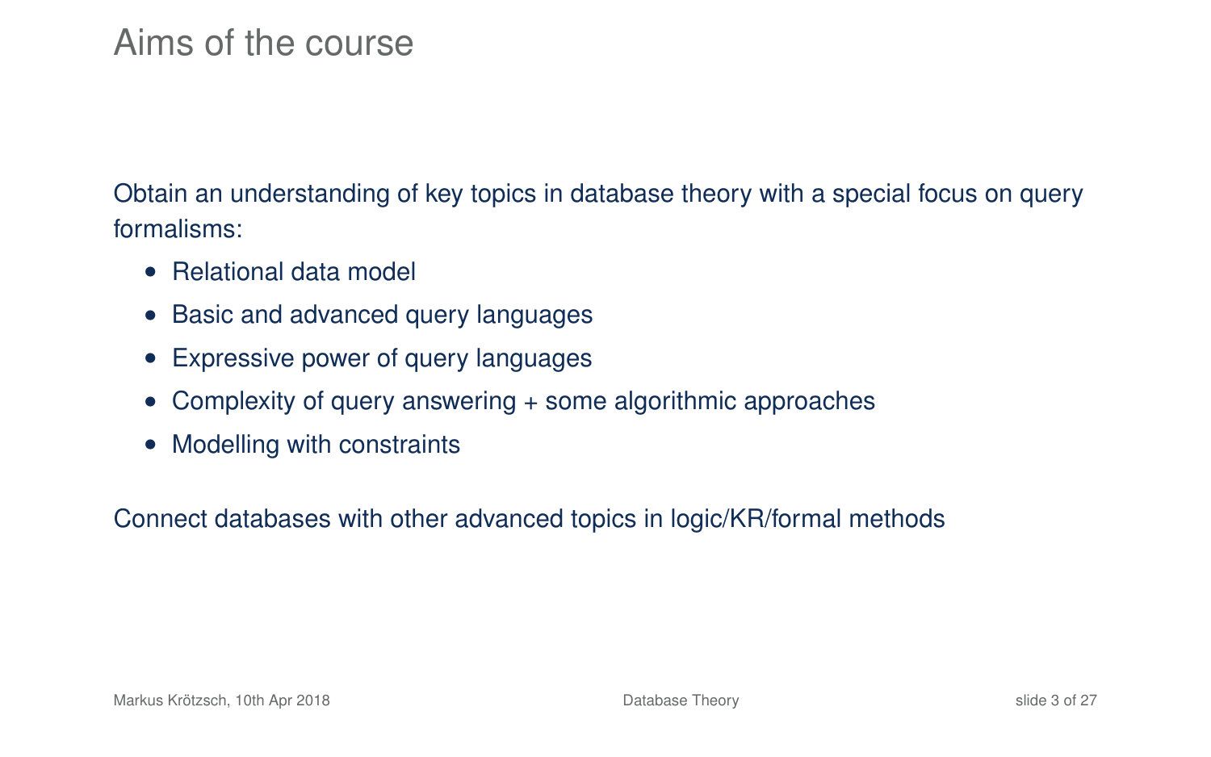# Aims of the course

Obtain an understanding of key topics in database theory with a special focus on query formalisms:

- Relational data model
- Basic and advanced query languages
- Expressive power of query languages
- Complexity of query answering + some algorithmic approaches
- Modelling with constraints

Connect databases with other advanced topics in logic/KR/formal methods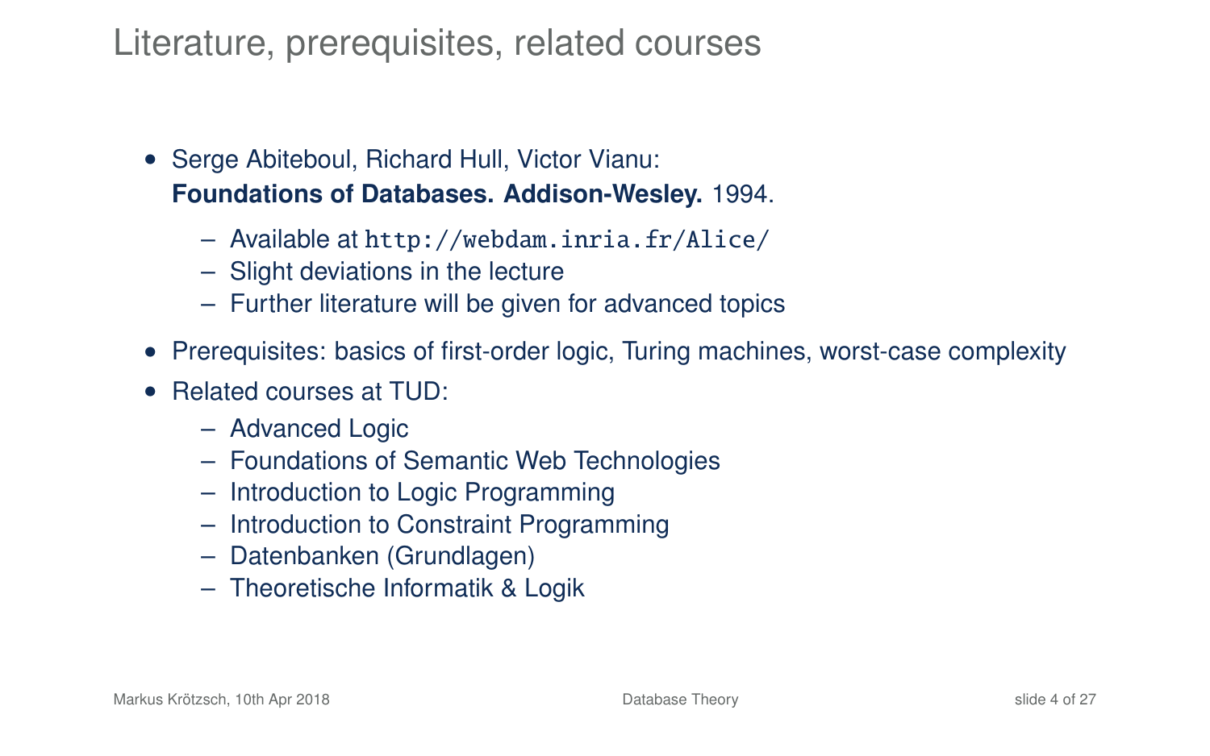# Literature, prerequisites, related courses

- Serge Abiteboul, Richard Hull, Victor Vianu:
  **Foundations of Databases. Addison-Wesley.** 1994.
  - Available at `http://webdam.inria.fr/Alice/`
  - Slight deviations in the lecture
  - Further literature will be given for advanced topics
- Prerequisites: basics of first-order logic, Turing machines, worst-case complexity
- Related courses at TUD:
  - Advanced Logic
  - Foundations of Semantic Web Technologies
  - Introduction to Logic Programming
  - Introduction to Constraint Programming
  - Datenbanken (Grundlagen)
  - Theoretische Informatik & Logik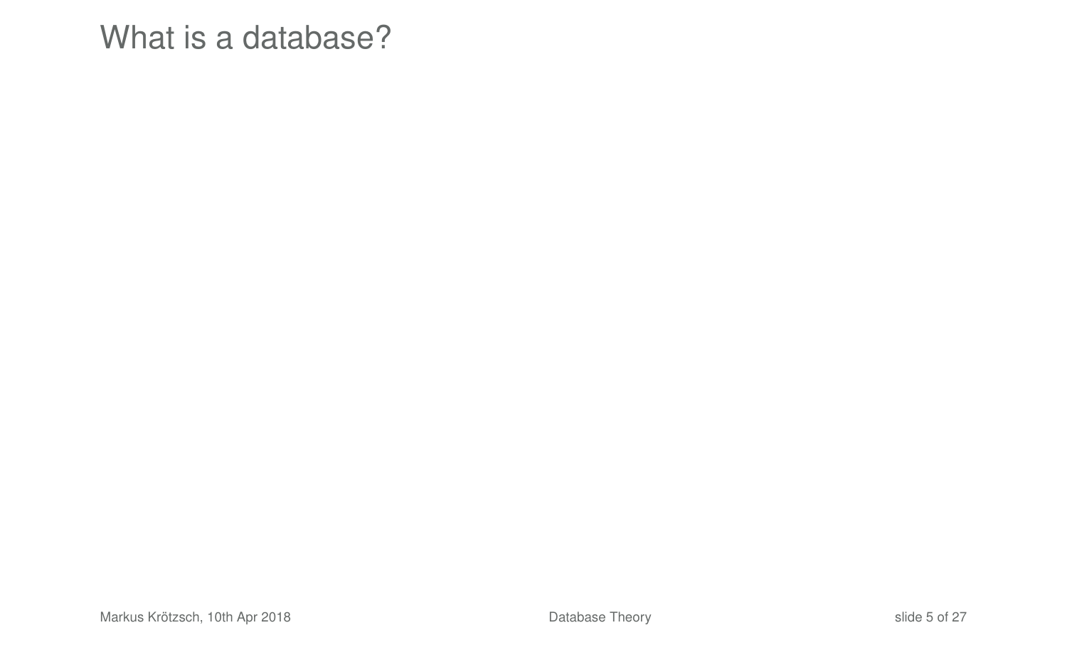# What is a database?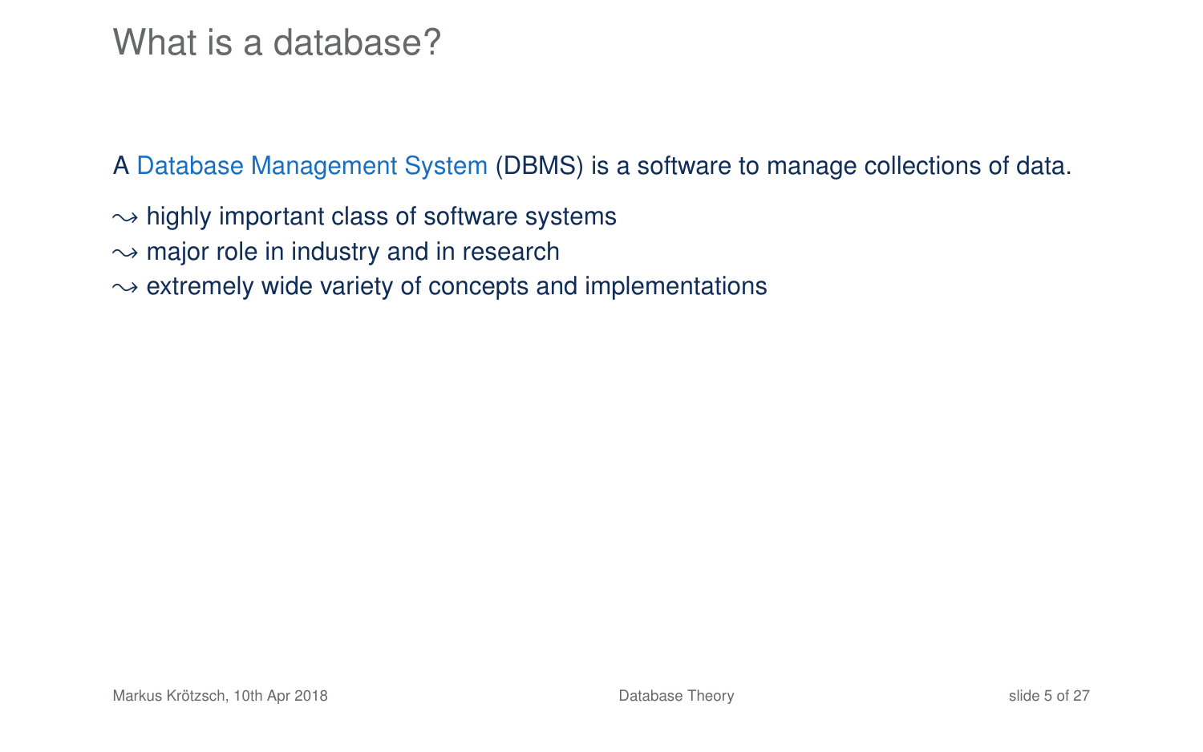# What is a database?

A Database Management System (DBMS) is a software to manage collections of data.

$\leadsto$ highly important class of software systems
$\leadsto$ major role in industry and in research
$\leadsto$ extremely wide variety of concepts and implementations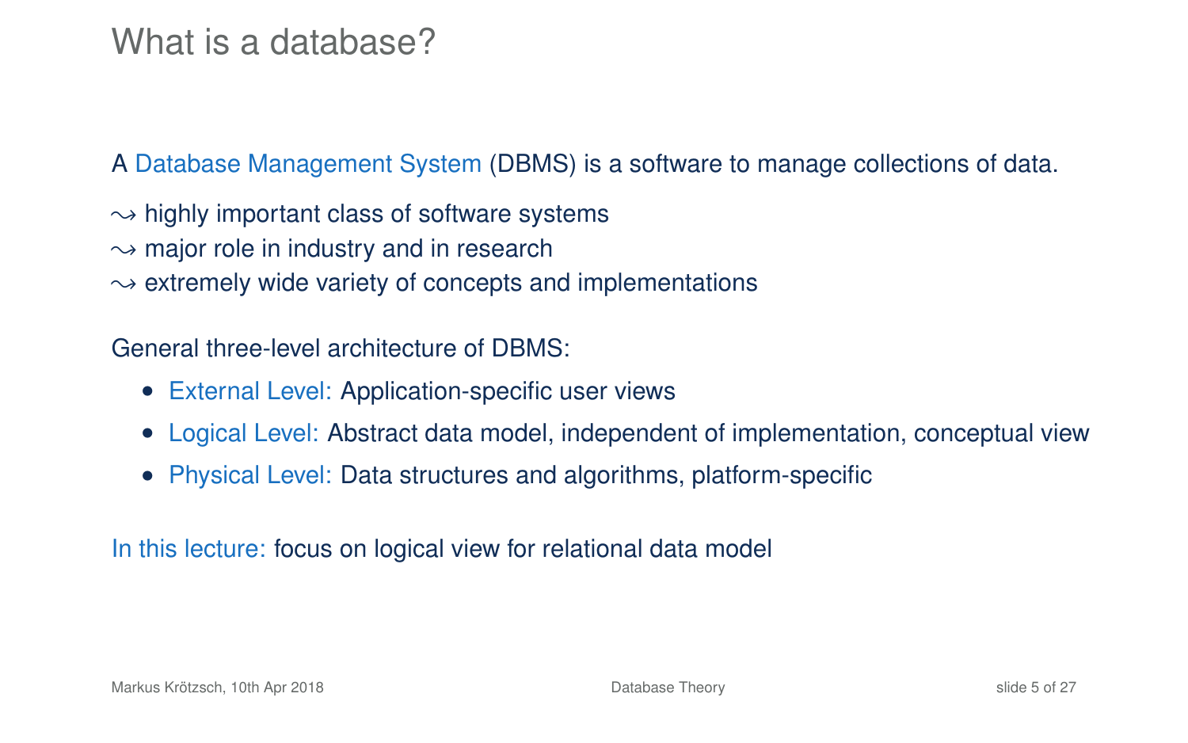# What is a database?

A Database Management System (DBMS) is a software to manage collections of data.

$\leadsto$ highly important class of software systems
$\leadsto$ major role in industry and in research
$\leadsto$ extremely wide variety of concepts and implementations

General three-level architecture of DBMS:

- External Level: Application-specific user views
- Logical Level: Abstract data model, independent of implementation, conceptual view
- Physical Level: Data structures and algorithms, platform-specific

In this lecture: focus on logical view for relational data model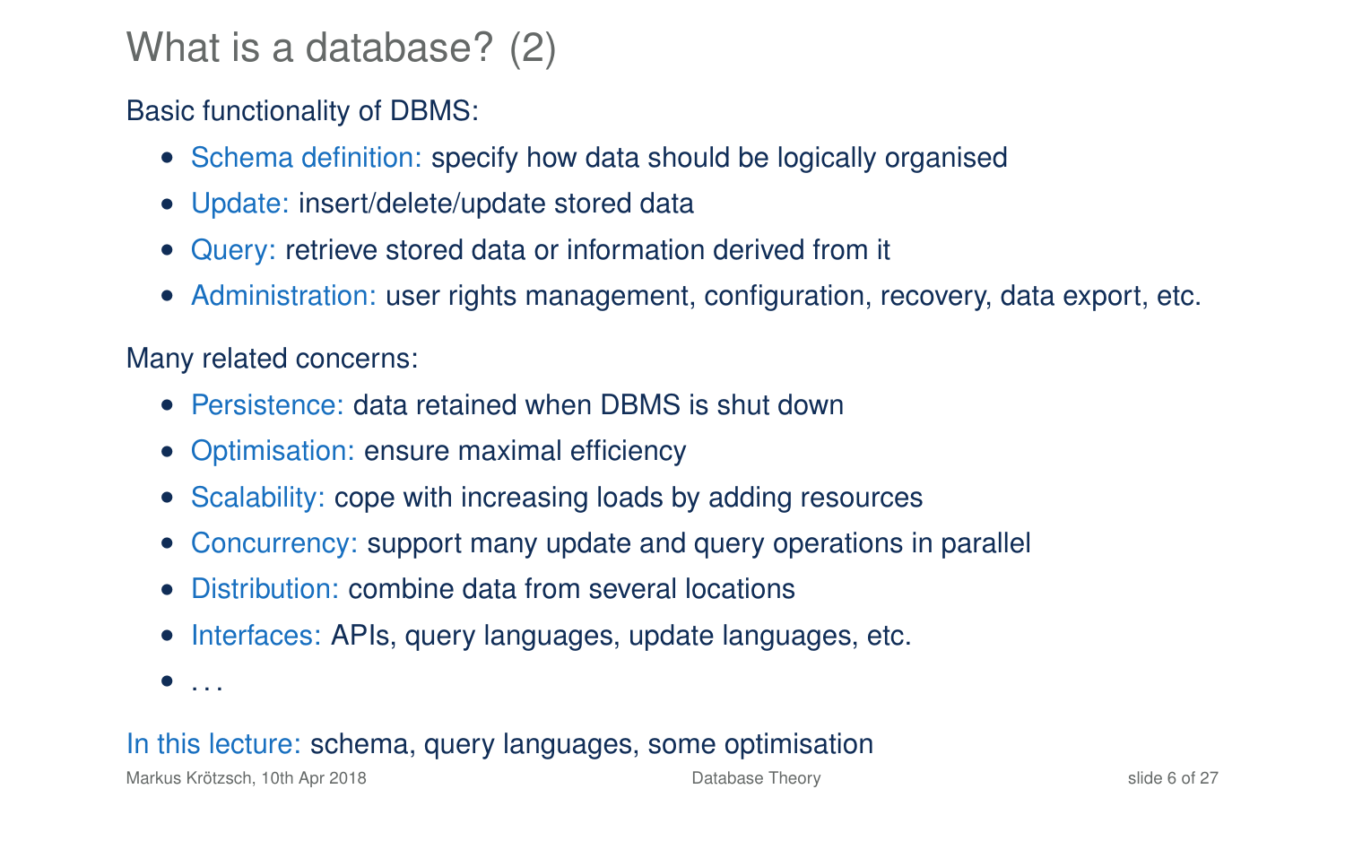# What is a database? (2)

Basic functionality of DBMS:

- Schema definition: specify how data should be logically organised
- Update: insert/delete/update stored data
- Query: retrieve stored data or information derived from it
- Administration: user rights management, configuration, recovery, data export, etc.

Many related concerns:

- Persistence: data retained when DBMS is shut down
- Optimisation: ensure maximal efficiency
- Scalability: cope with increasing loads by adding resources
- Concurrency: support many update and query operations in parallel
- Distribution: combine data from several locations
- Interfaces: APIs, query languages, update languages, etc.
- ...

In this lecture: schema, query languages, some optimisation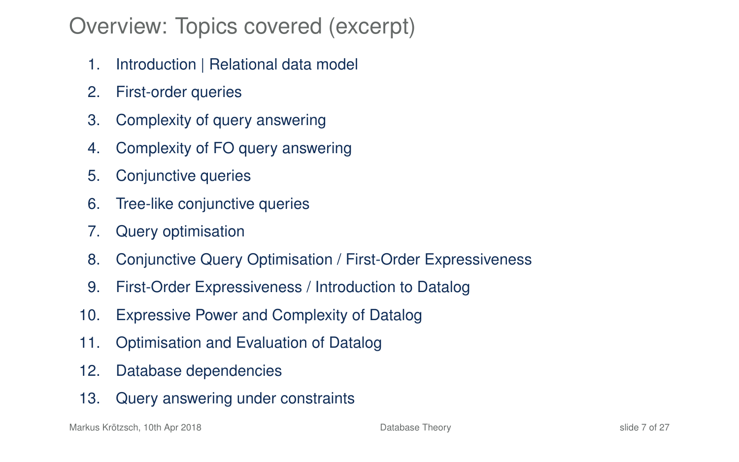# Overview: Topics covered (excerpt)

1. Introduction | Relational data model
2. First-order queries
3. Complexity of query answering
4. Complexity of FO query answering
5. Conjunctive queries
6. Tree-like conjunctive queries
7. Query optimisation
8. Conjunctive Query Optimisation / First-Order Expressiveness
9. First-Order Expressiveness / Introduction to Datalog
10. Expressive Power and Complexity of Datalog
11. Optimisation and Evaluation of Datalog
12. Database dependencies
13. Query answering under constraints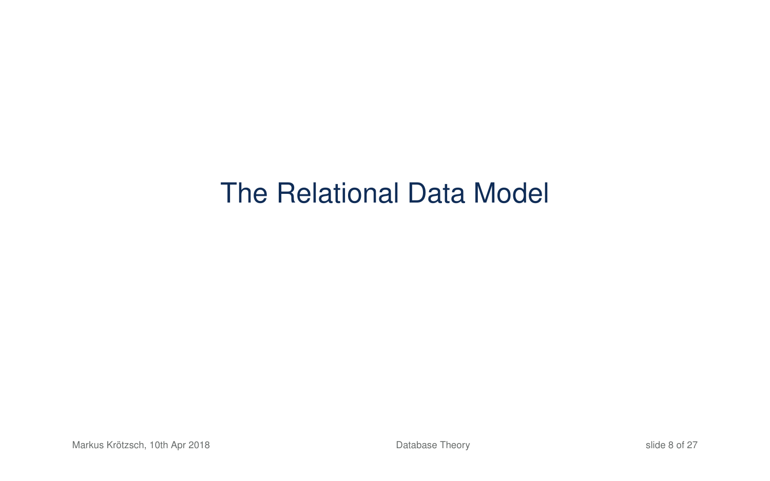# The Relational Data Model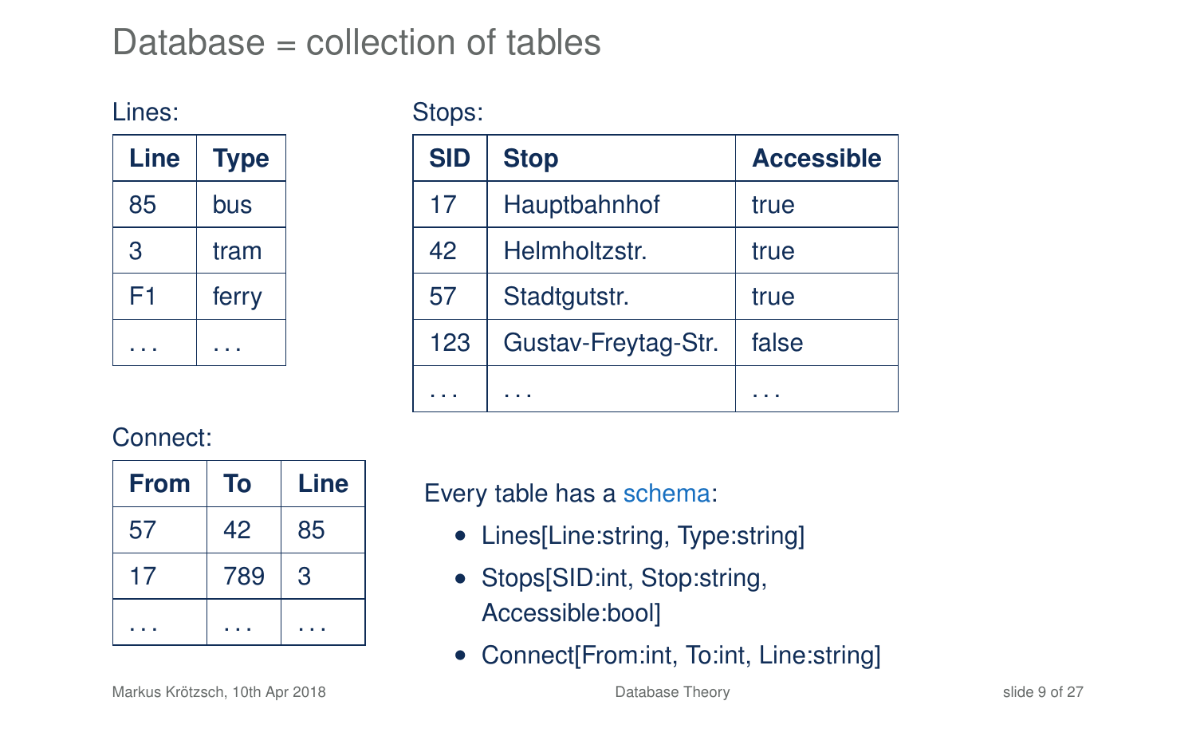# Database = collection of tables

Lines:

| Line | Type |
|---|---|
| 85 | bus |
| 3 | tram |
| F1 | ferry |
| ... | ... |

Stops:

| SID | Stop | Accessible |
|---|---|---|
| 17 | Hauptbahnhof | true |
| 42 | Helmholtzstr. | true |
| 57 | Stadtgutstr. | true |
| 123 | Gustav-Freytag-Str. | false |
| ... | ... | ... |

Connect:

| From | To | Line |
|---|---|---|
| 57 | 42 | 85 |
| 17 | 789 | 3 |
| ... | ... | ... |

Every table has a schema:

- Lines[Line:string, Type:string]
- Stops[SID:int, Stop:string, Accessible:bool]
- Connect[From:int, To:int, Line:string]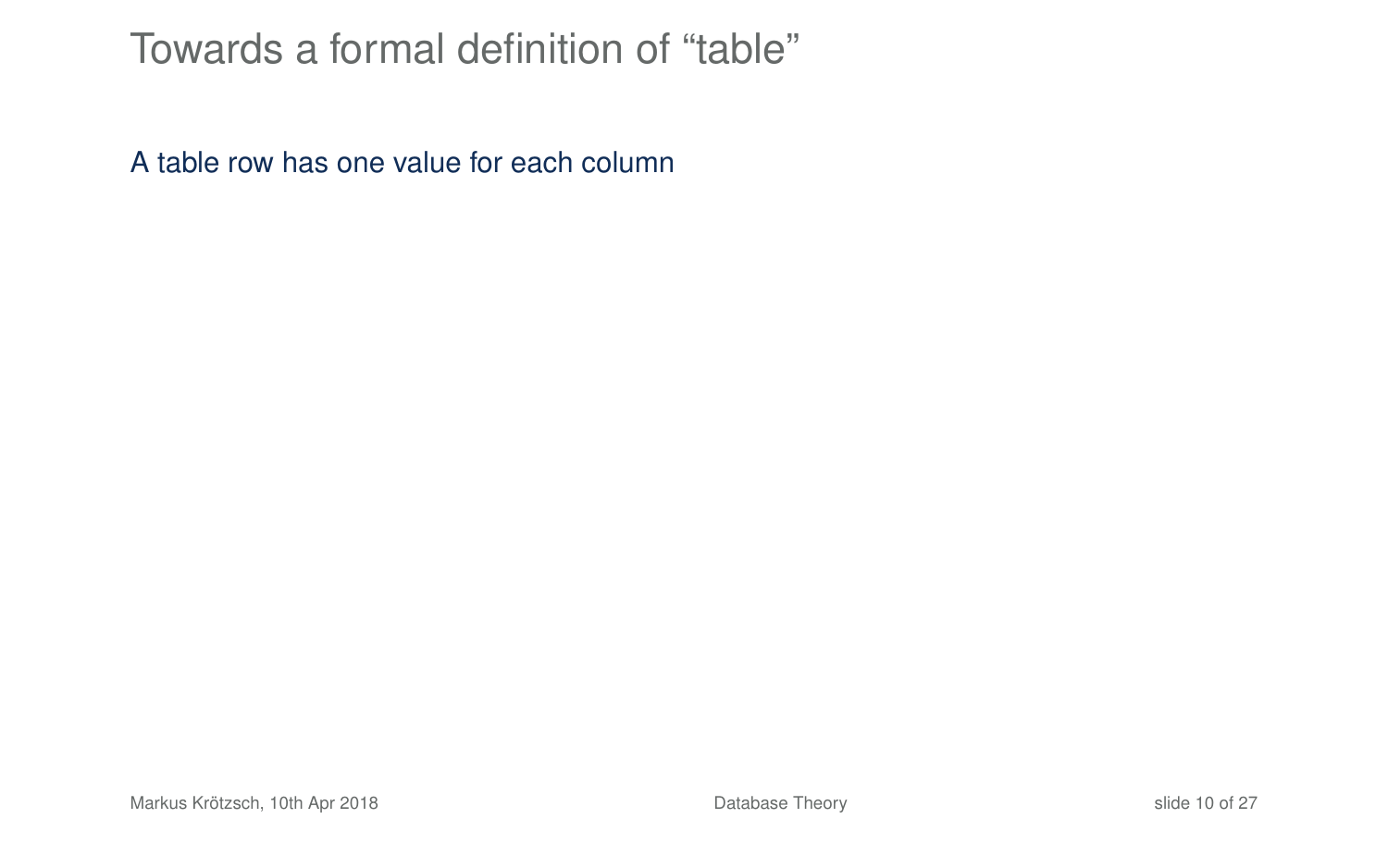# Towards a formal definition of “table”

A table row has one value for each column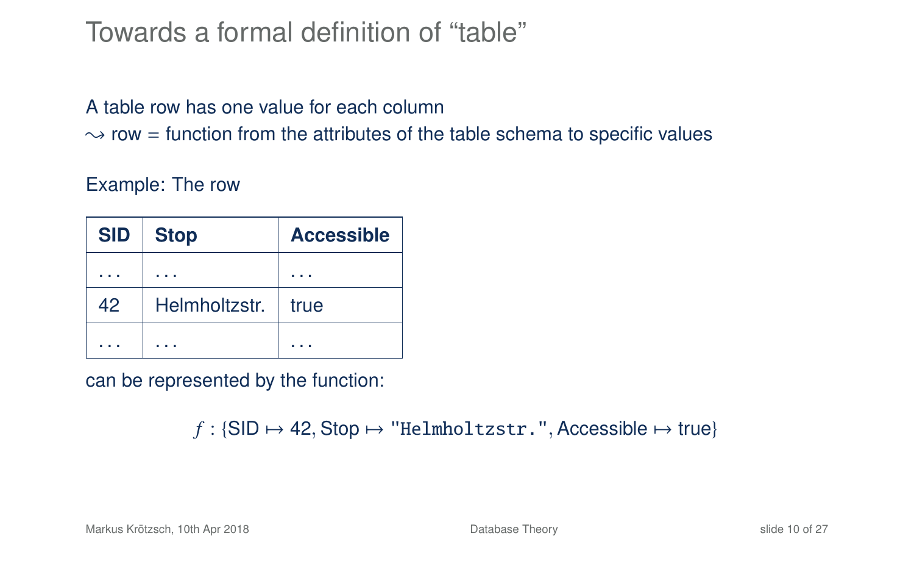# Towards a formal definition of "table"

A table row has one value for each column
$\rightsquigarrow$ row = function from the attributes of the table schema to specific values

Example: The row

| **SID** | **Stop** | **Accessible** |
|---|---|---|
| ... | ... | ... |
| 42 | Helmholtzstr. | true |
| ... | ... | ... |

can be represented by the function:

$$f : \{\text{SID} \mapsto 42, \text{Stop} \mapsto \texttt{"Helmholtzstr."}, \text{Accessible} \mapsto \text{true}\}$$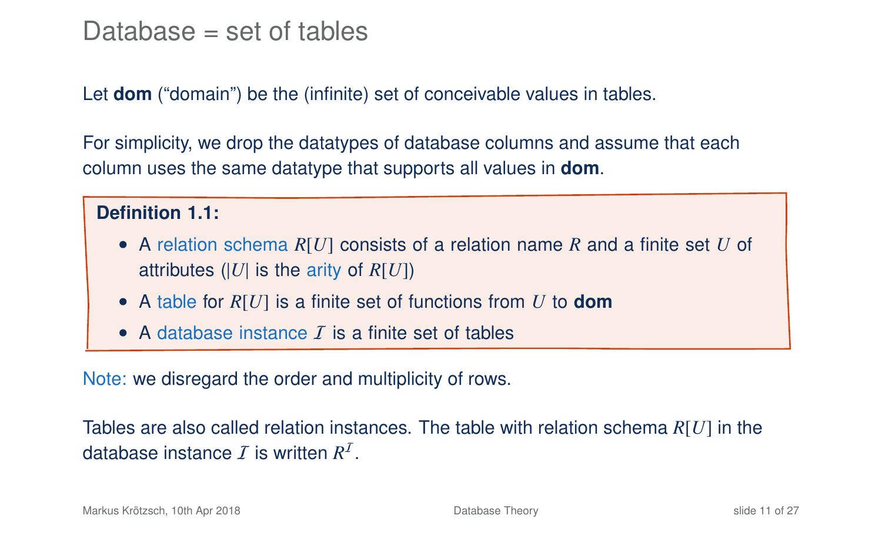# Database = set of tables

Let **dom** ("domain") be the (infinite) set of conceivable values in tables.

For simplicity, we drop the datatypes of database columns and assume that each column uses the same datatype that supports all values in **dom**.

**Definition 1.1:**

- A relation schema $R[U]$ consists of a relation name $R$ and a finite set $U$ of attributes ($|U|$ is the arity of $R[U]$)
- A table for $R[U]$ is a finite set of functions from $U$ to **dom**
- A database instance $\mathcal{I}$ is a finite set of tables

Note: we disregard the order and multiplicity of rows.

Tables are also called relation instances. The table with relation schema $R[U]$ in the database instance $\mathcal{I}$ is written $R^{\mathcal{I}}$.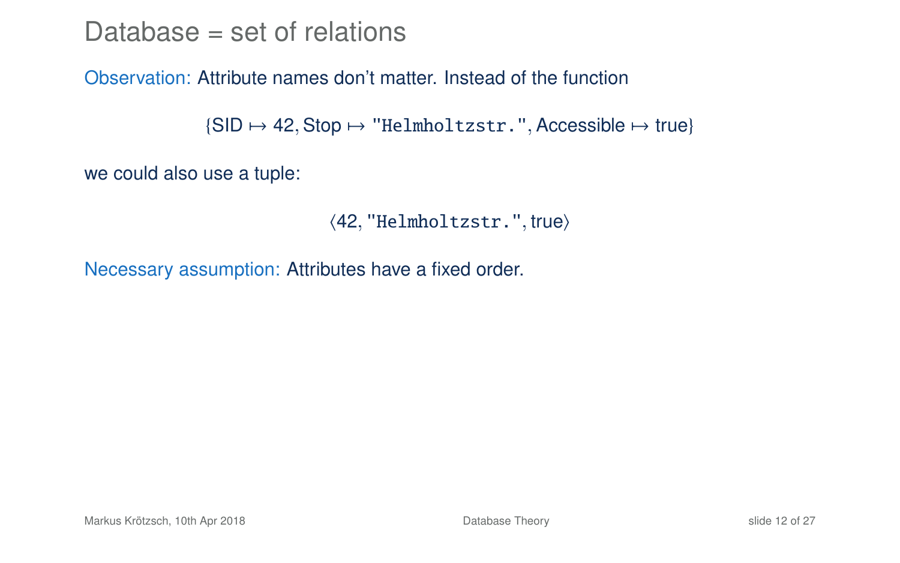# Database = set of relations

Observation: Attribute names don't matter. Instead of the function

$$\{\text{SID} \mapsto 42, \text{Stop} \mapsto \texttt{"Helmholtzstr."}, \text{Accessible} \mapsto \text{true}\}$$

we could also use a tuple:

$$\langle 42, \texttt{"Helmholtzstr."}, \text{true}\rangle$$

Necessary assumption: Attributes have a fixed order.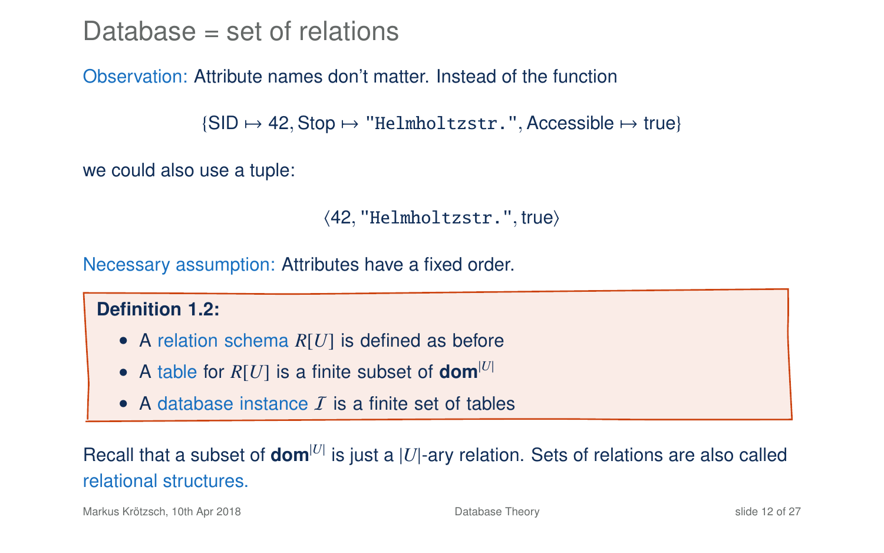# Database = set of relations

Observation: Attribute names don't matter. Instead of the function

$$\{\text{SID} \mapsto 42, \text{Stop} \mapsto \texttt{"Helmholtzstr."}, \text{Accessible} \mapsto \text{true}\}$$

we could also use a tuple:

$$\langle 42, \texttt{"Helmholtzstr."}, \text{true} \rangle$$

Necessary assumption: Attributes have a fixed order.

**Definition 1.2:**

- A relation schema $R[U]$ is defined as before
- A table for $R[U]$ is a finite subset of $\mathbf{dom}^{|U|}$
- A database instance $\mathcal{I}$ is a finite set of tables

Recall that a subset of $\mathbf{dom}^{|U|}$ is just a $|U|$-ary relation. Sets of relations are also called relational structures.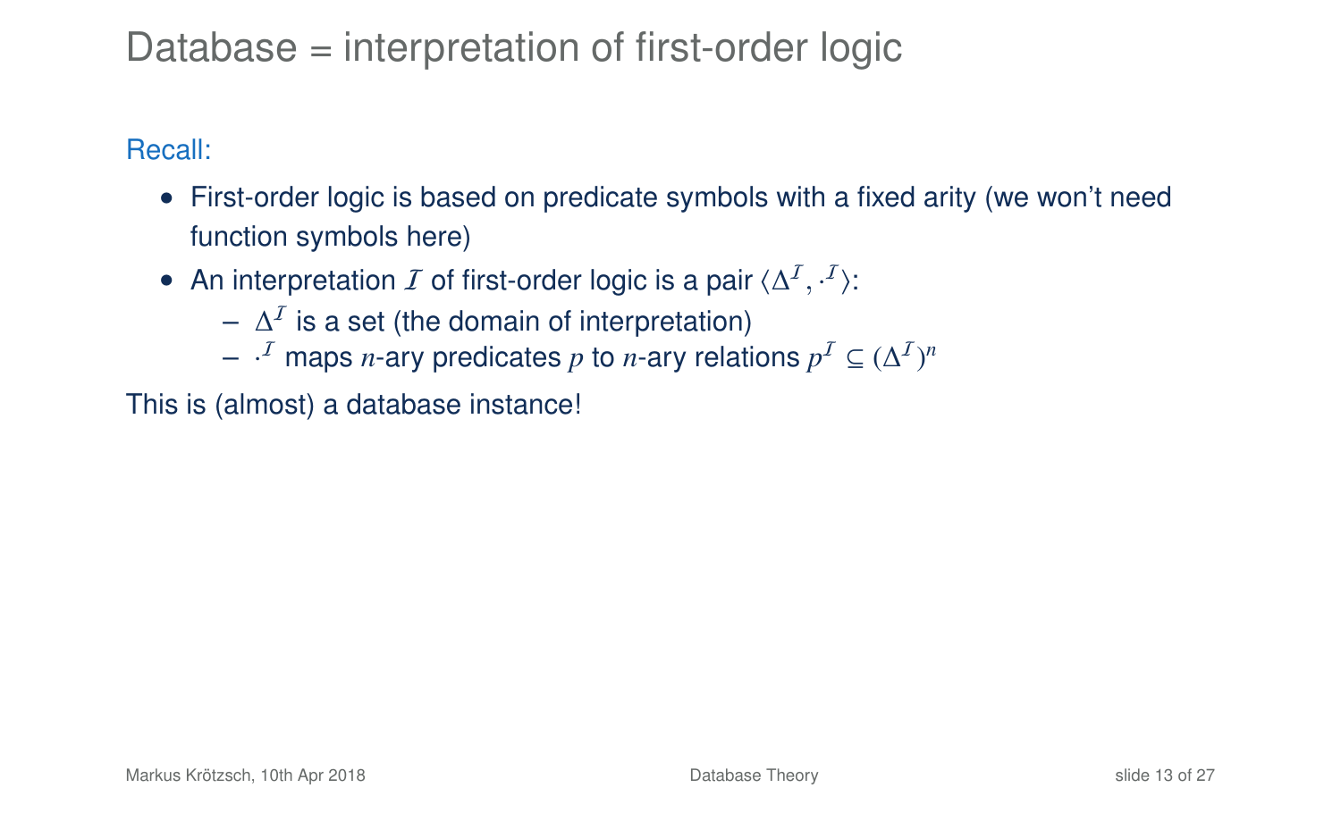# Database = interpretation of first-order logic

Recall:

- First-order logic is based on predicate symbols with a fixed arity (we won't need function symbols here)
- An interpretation $\mathcal{I}$ of first-order logic is a pair $\langle \Delta^{\mathcal{I}}, \cdot^{\mathcal{I}} \rangle$:
  - $\Delta^{\mathcal{I}}$ is a set (the domain of interpretation)
  - $\cdot^{\mathcal{I}}$ maps $n$-ary predicates $p$ to $n$-ary relations $p^{\mathcal{I}} \subseteq (\Delta^{\mathcal{I}})^n$

This is (almost) a database instance!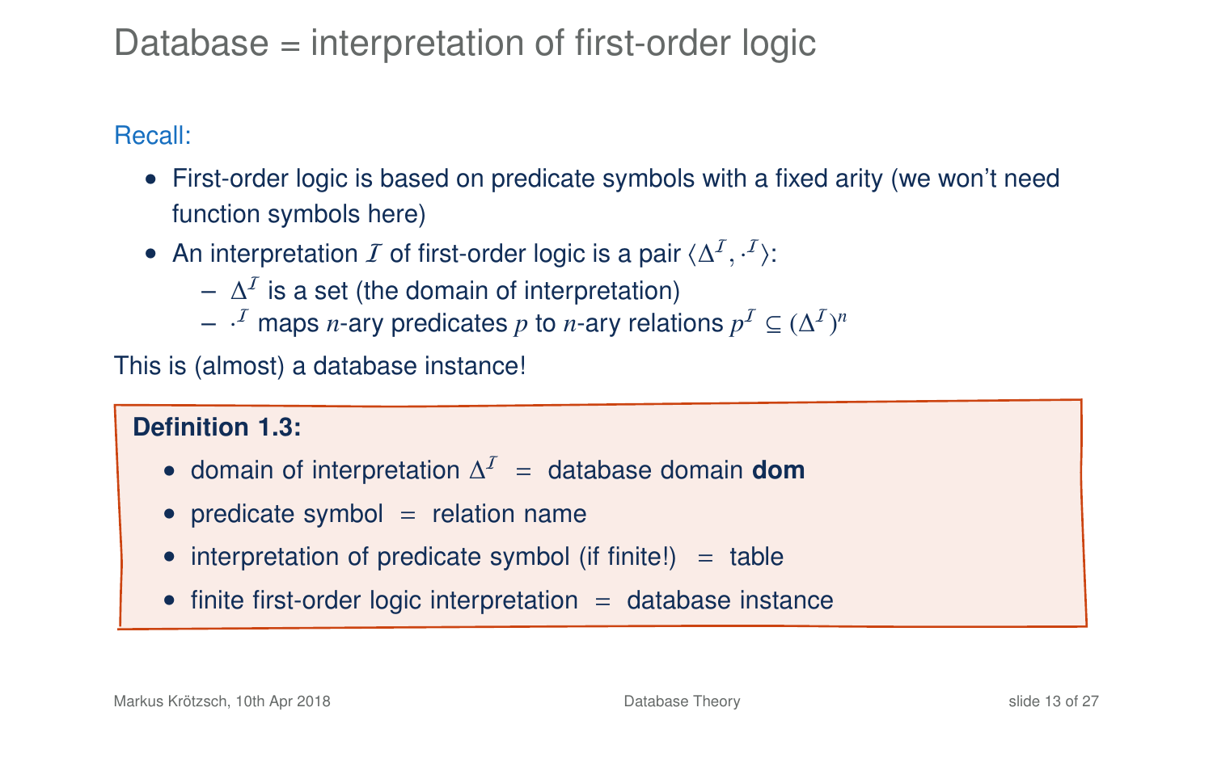# Database = interpretation of first-order logic

Recall:

- First-order logic is based on predicate symbols with a fixed arity (we won't need function symbols here)
- An interpretation $\mathcal{I}$ of first-order logic is a pair $\langle \Delta^{\mathcal{I}}, \cdot^{\mathcal{I}} \rangle$:
  - $\Delta^{\mathcal{I}}$ is a set (the domain of interpretation)
  - $\cdot^{\mathcal{I}}$ maps $n$-ary predicates $p$ to $n$-ary relations $p^{\mathcal{I}} \subseteq (\Delta^{\mathcal{I}})^n$

This is (almost) a database instance!

**Definition 1.3:**

- domain of interpretation $\Delta^{\mathcal{I}}$ = database domain **dom**
- predicate symbol = relation name
- interpretation of predicate symbol (if finite!) = table
- finite first-order logic interpretation = database instance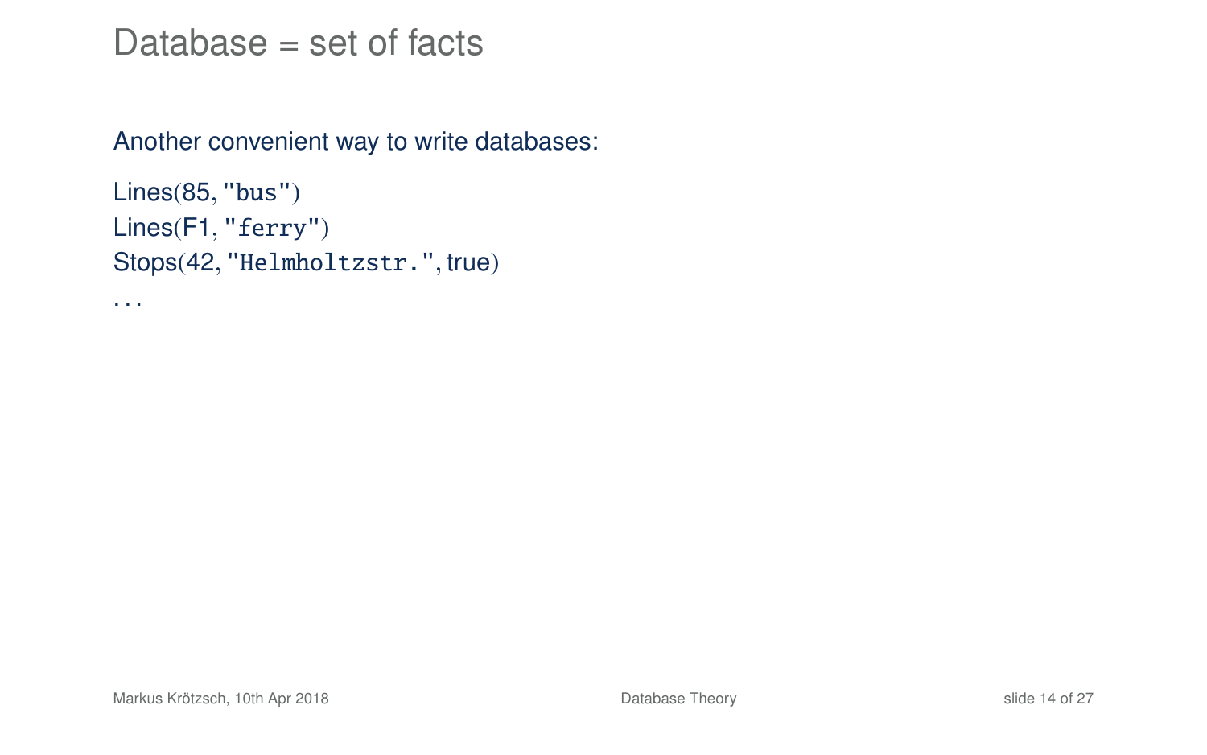# Database = set of facts

Another convenient way to write databases:

Lines(85, "bus")
Lines(F1, "ferry")
Stops(42, "Helmholtzstr.", true)
...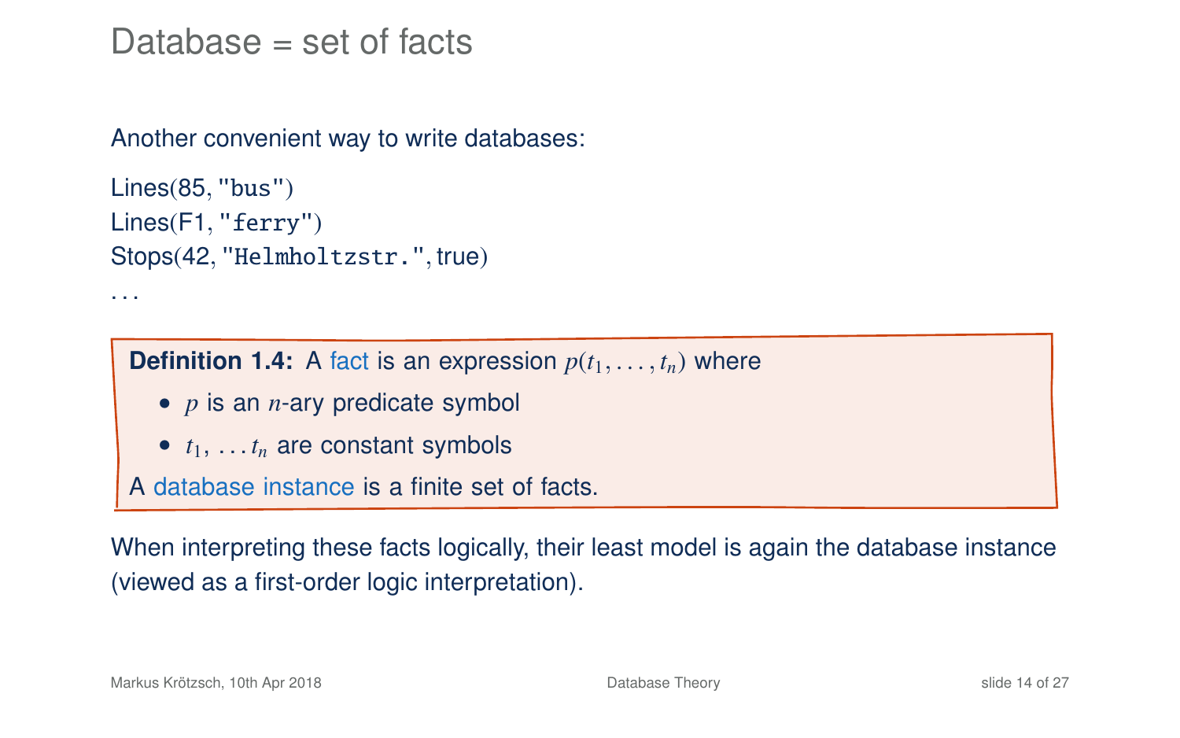# Database = set of facts

Another convenient way to write databases:

Lines(85, `"bus"`)
Lines(F1, `"ferry"`)
Stops(42, `"Helmholtzstr."`, true)
...

**Definition 1.4:** A fact is an expression $p(t_1, \ldots, t_n)$ where

- $p$ is an $n$-ary predicate symbol
- $t_1, \ldots t_n$ are constant symbols

A database instance is a finite set of facts.

When interpreting these facts logically, their least model is again the database instance (viewed as a first-order logic interpretation).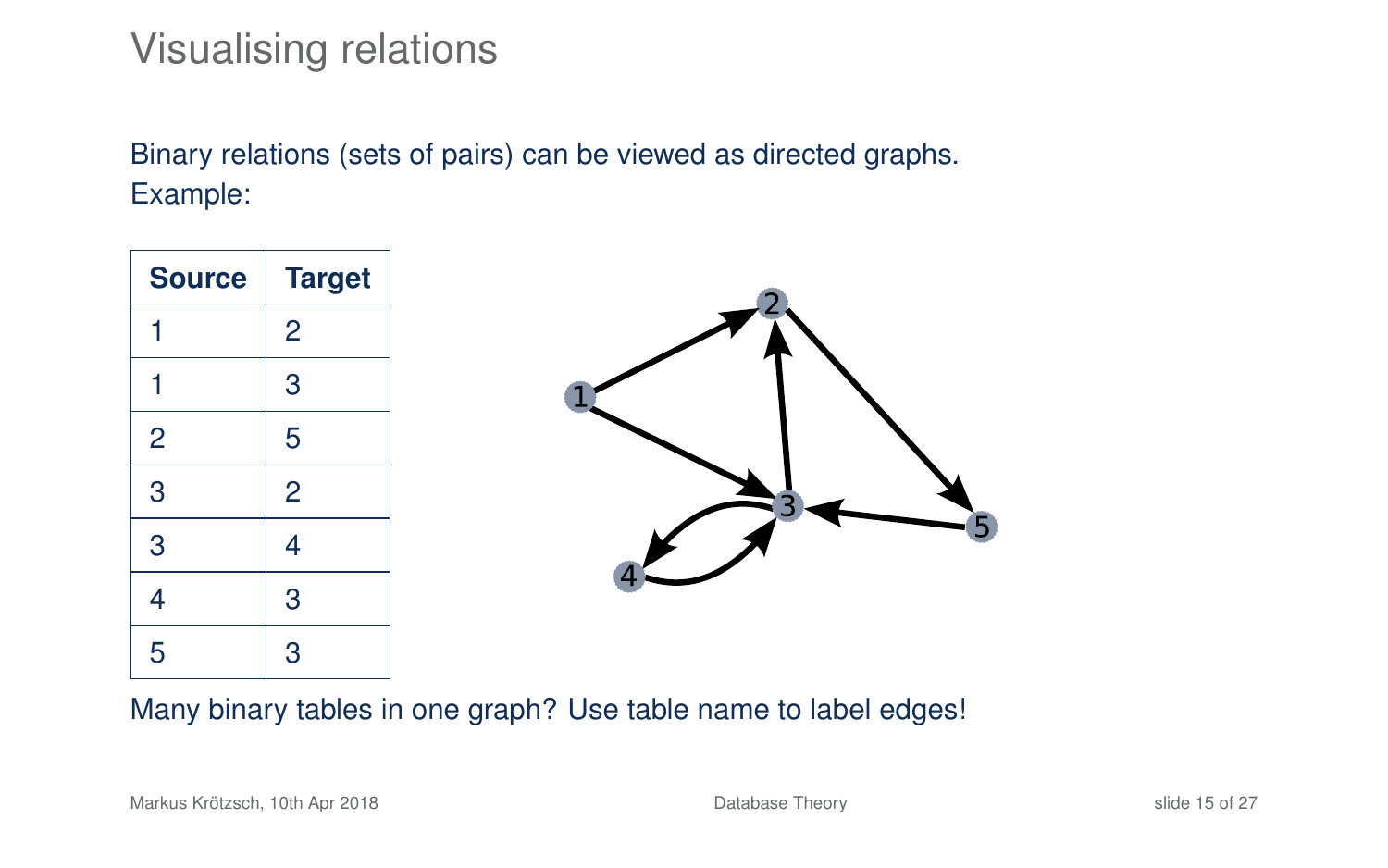# Visualising relations

Binary relations (sets of pairs) can be viewed as directed graphs.
Example:

| Source | Target |
|---|---|
| 1 | 2 |
| 1 | 3 |
| 2 | 5 |
| 3 | 2 |
| 3 | 4 |
| 4 | 3 |
| 5 | 3 |

Many binary tables in one graph? Use table name to label edges!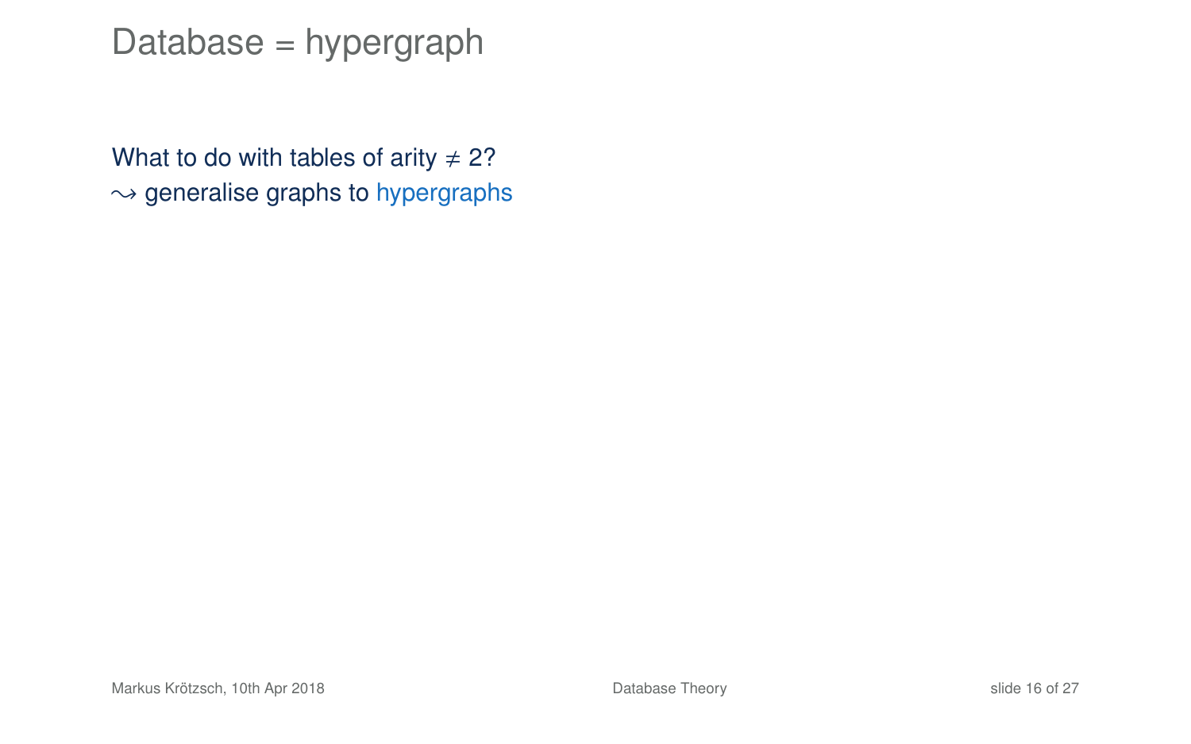# Database = hypergraph

What to do with tables of arity $\neq 2$?
$\leadsto$ generalise graphs to hypergraphs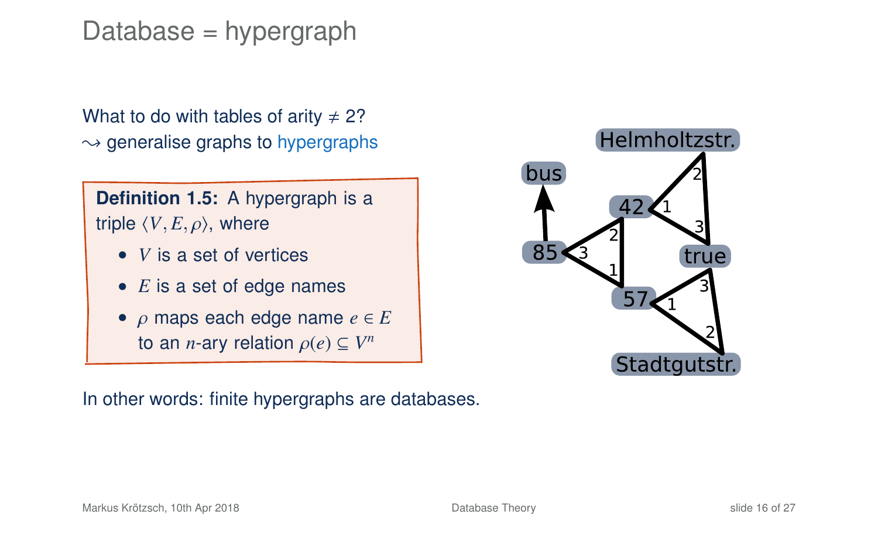# Database = hypergraph

What to do with tables of arity $\neq 2$?
$\leadsto$ generalise graphs to hypergraphs

**Definition 1.5:** A hypergraph is a triple $\langle V, E, \rho \rangle$, where

- $V$ is a set of vertices
- $E$ is a set of edge names
- $\rho$ maps each edge name $e \in E$ to an $n$-ary relation $\rho(e) \subseteq V^n$

In other words: finite hypergraphs are databases.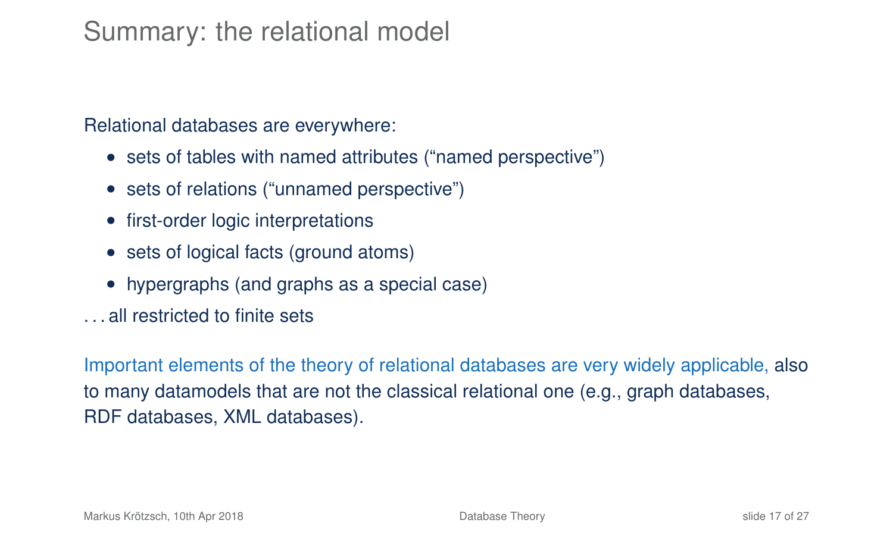# Summary: the relational model

Relational databases are everywhere:

- sets of tables with named attributes (“named perspective”)
- sets of relations (“unnamed perspective”)
- first-order logic interpretations
- sets of logical facts (ground atoms)
- hypergraphs (and graphs as a special case)

. . . all restricted to finite sets

Important elements of the theory of relational databases are very widely applicable, also to many datamodels that are not the classical relational one (e.g., graph databases, RDF databases, XML databases).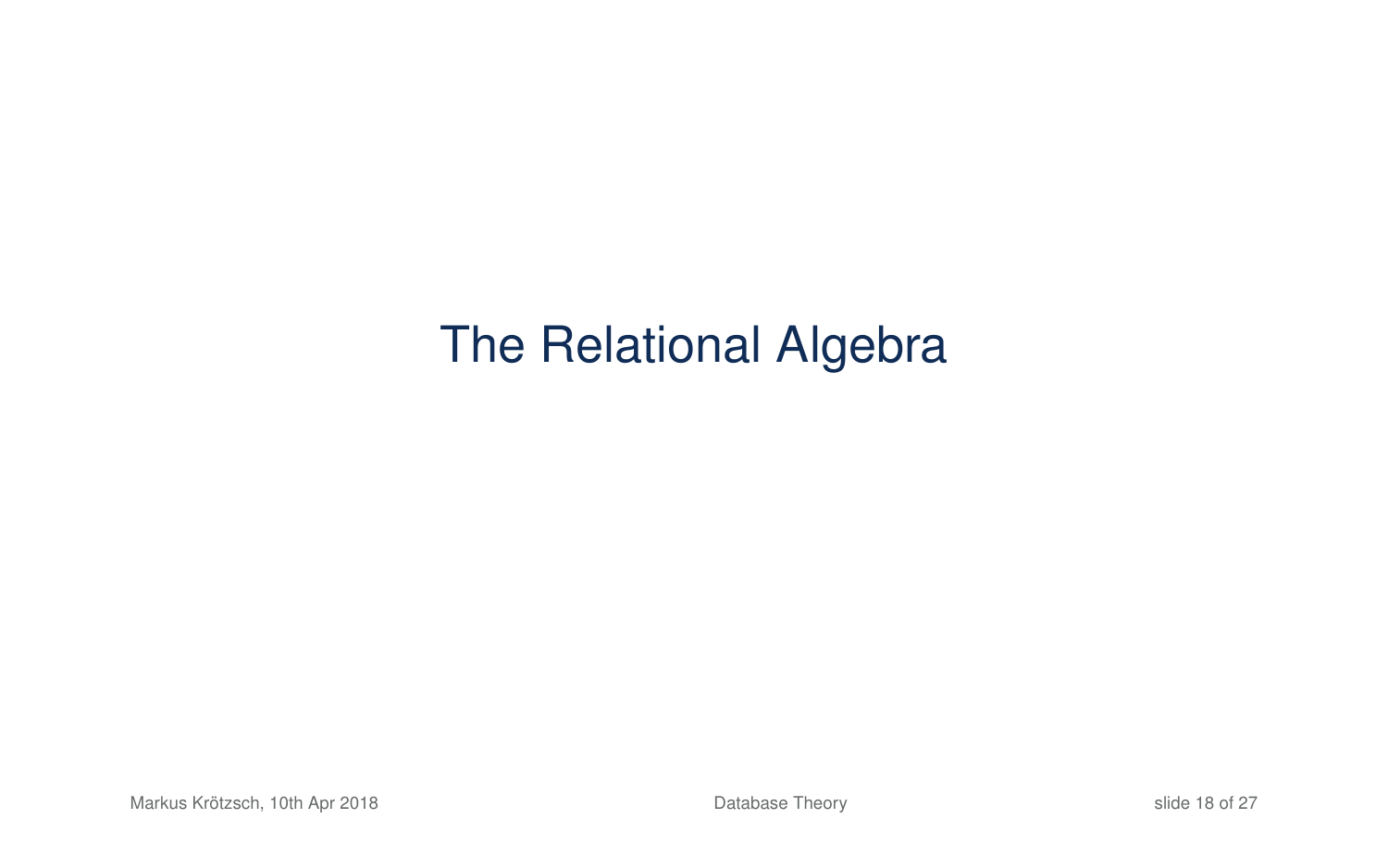# The Relational Algebra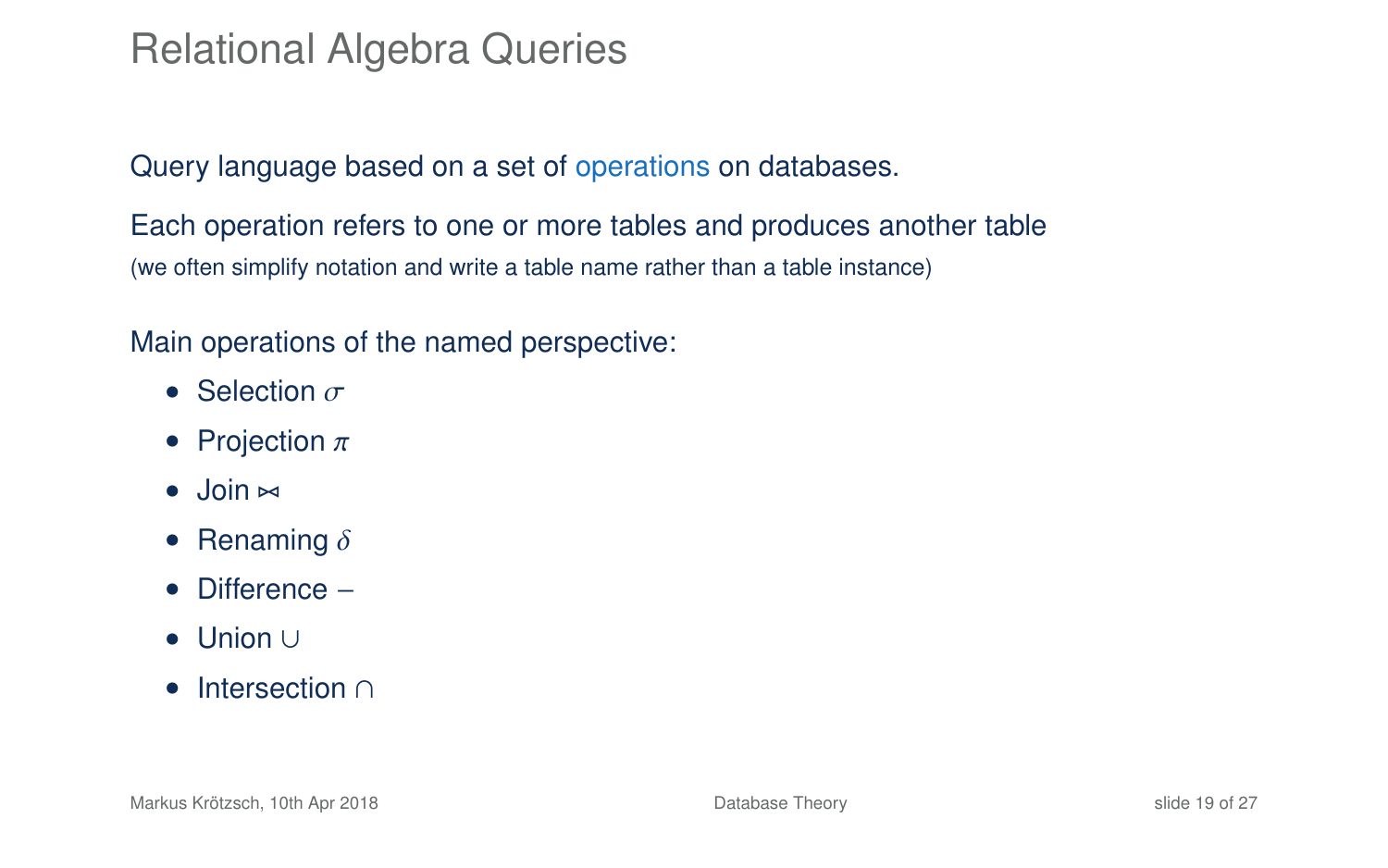# Relational Algebra Queries

Query language based on a set of operations on databases.

Each operation refers to one or more tables and produces another table
(we often simplify notation and write a table name rather than a table instance)

Main operations of the named perspective:

- Selection $\sigma$
- Projection $\pi$
- Join $\bowtie$
- Renaming $\delta$
- Difference $-$
- Union $\cup$
- Intersection $\cap$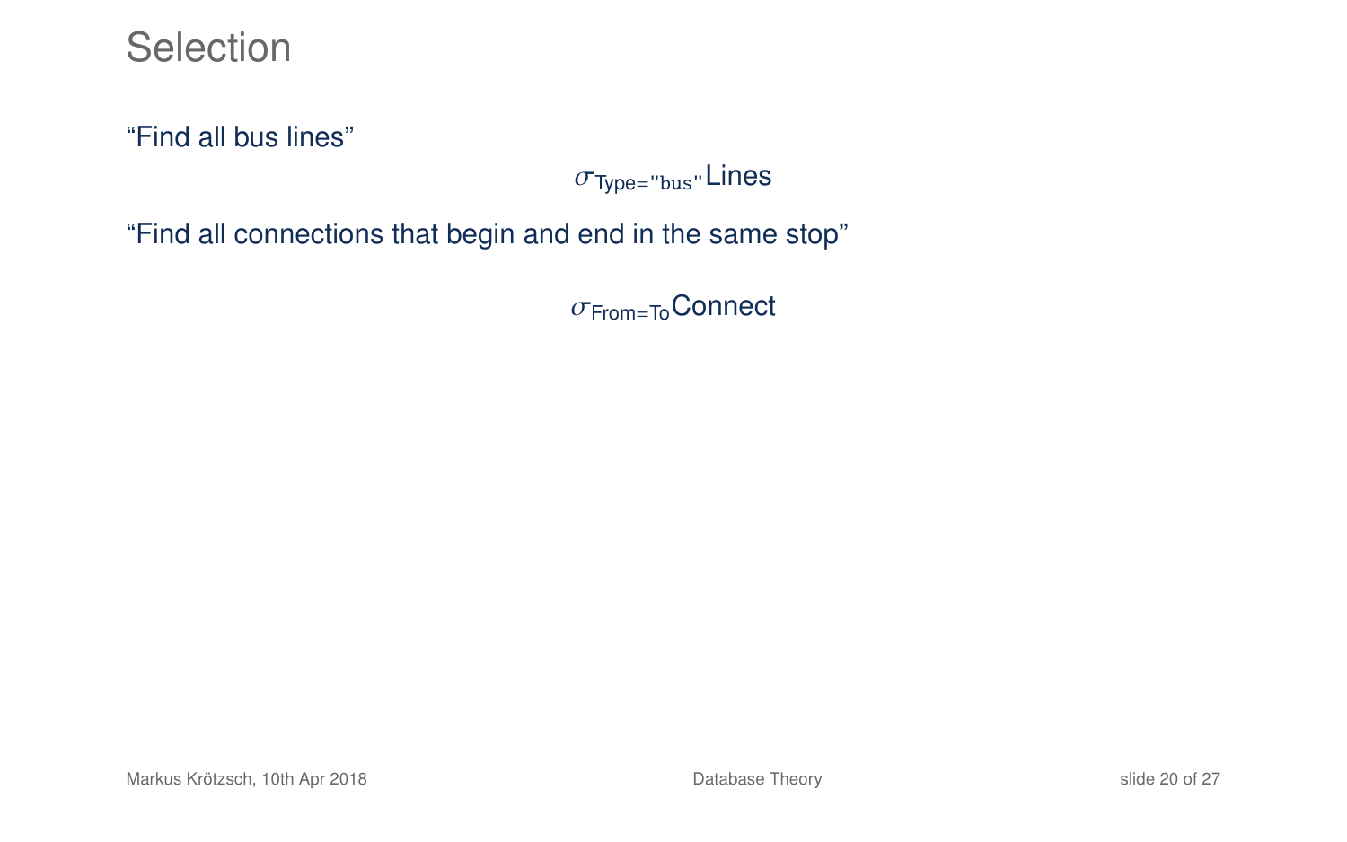# Selection

"Find all bus lines"

$$\sigma_{\text{Type}=\texttt{"bus"}}\text{Lines}$$

"Find all connections that begin and end in the same stop"

$$\sigma_{\text{From}=\text{To}}\text{Connect}$$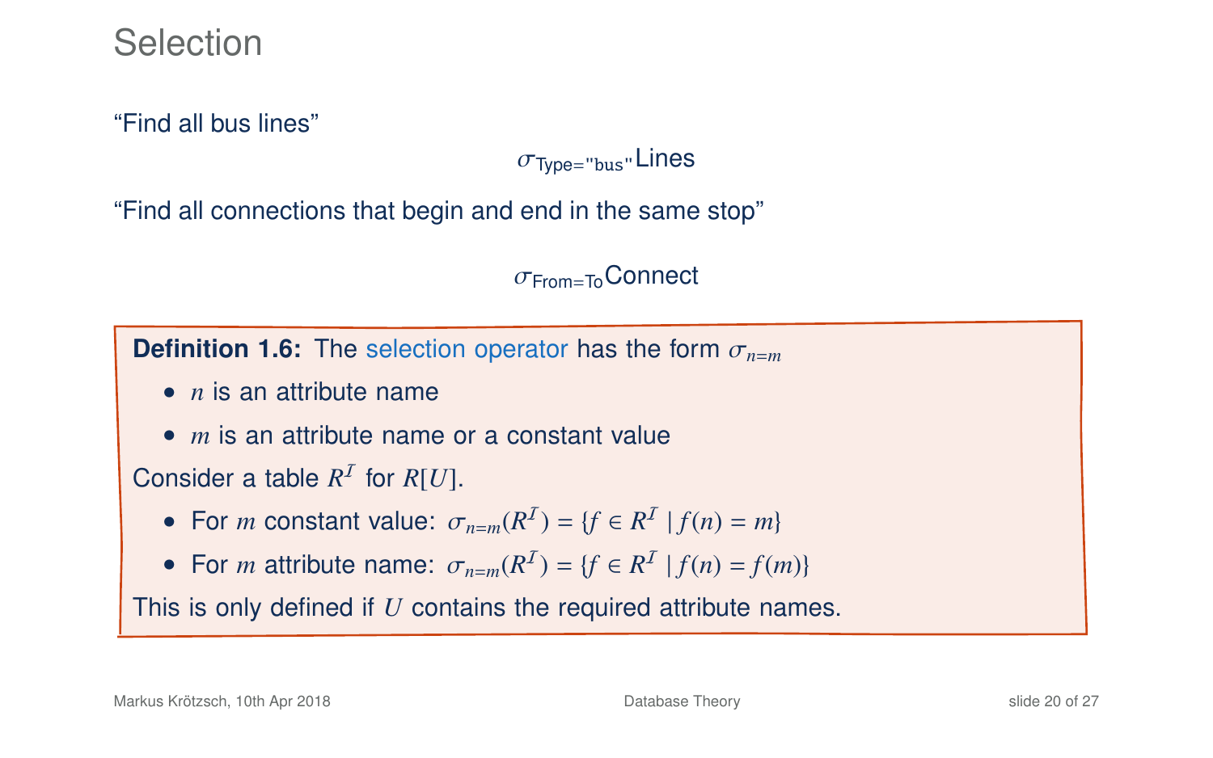# Selection

"Find all bus lines"

$$\sigma_{\text{Type}=\texttt{"bus"}}\text{Lines}$$

"Find all connections that begin and end in the same stop"

$$\sigma_{\text{From}=\text{To}}\text{Connect}$$

**Definition 1.6:** The selection operator has the form $\sigma_{n=m}$

- $n$ is an attribute name
- $m$ is an attribute name or a constant value

Consider a table $R^{\mathcal{I}}$ for $R[U]$.

- For $m$ constant value: $\sigma_{n=m}(R^{\mathcal{I}}) = \{f \in R^{\mathcal{I}} \mid f(n) = m\}$
- For $m$ attribute name: $\sigma_{n=m}(R^{\mathcal{I}}) = \{f \in R^{\mathcal{I}} \mid f(n) = f(m)\}$

This is only defined if $U$ contains the required attribute names.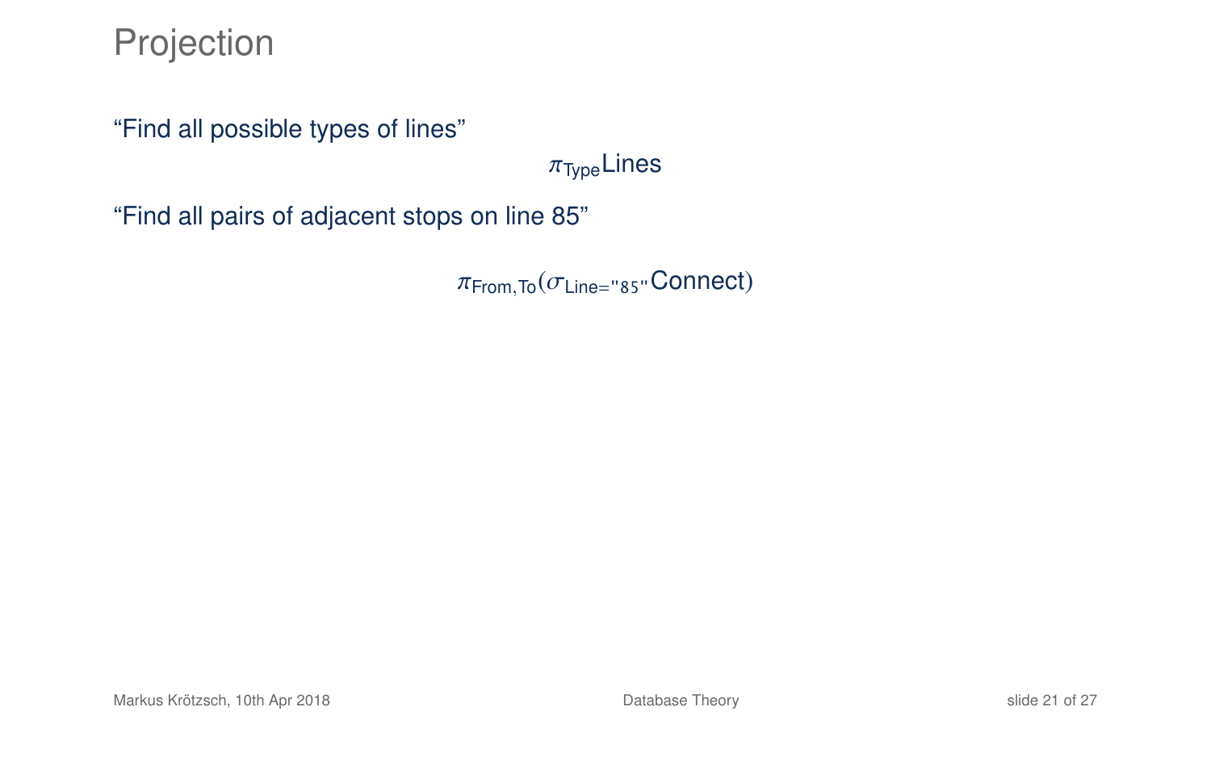# Projection

“Find all possible types of lines”

$$\pi_{\text{Type}}\text{Lines}$$

“Find all pairs of adjacent stops on line 85”

$$\pi_{\text{From},\text{To}}(\sigma_{\text{Line}=\texttt{"85"}}\text{Connect})$$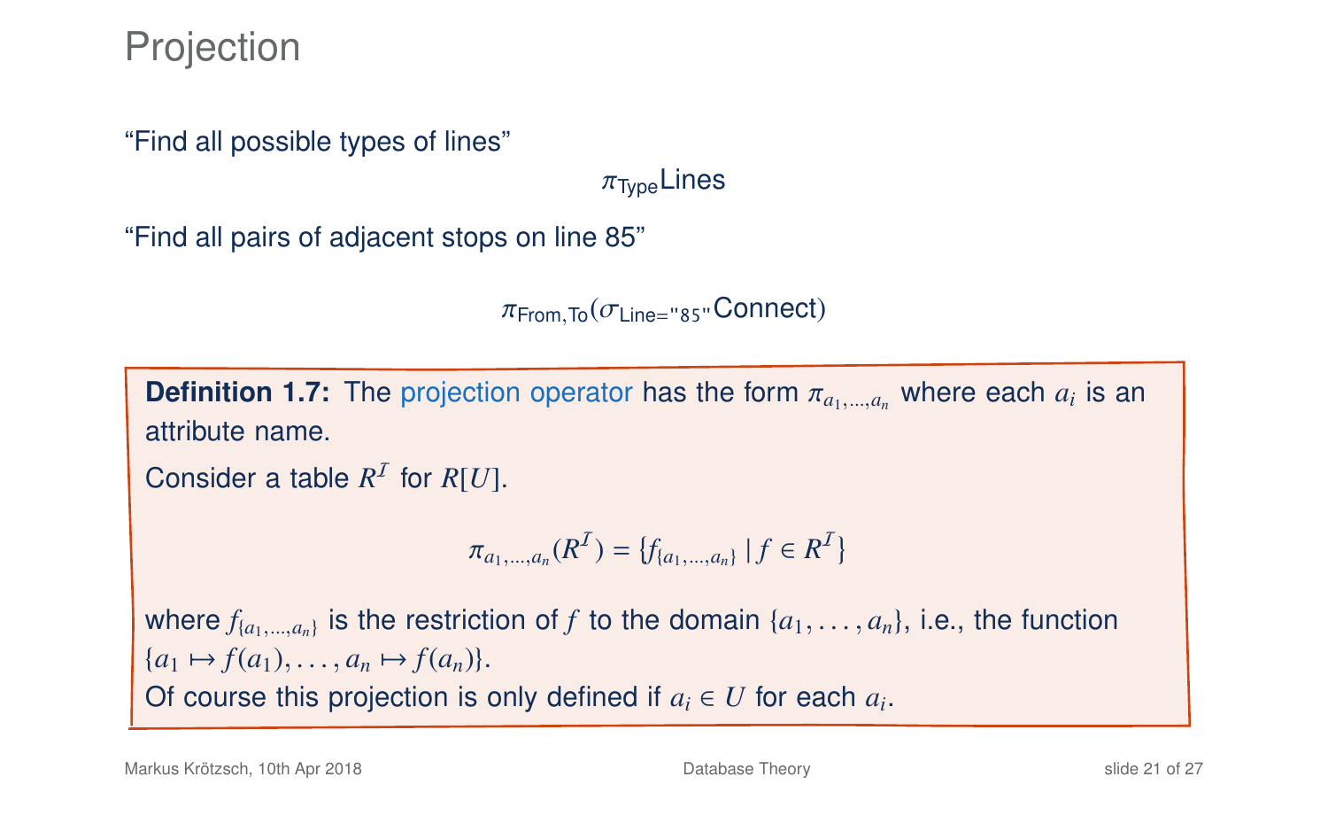# Projection

"Find all possible types of lines"

$$\pi_{\text{Type}}\text{Lines}$$

"Find all pairs of adjacent stops on line 85"

$$\pi_{\text{From},\text{To}}(\sigma_{\text{Line}=\texttt{"85"}}\text{Connect})$$

**Definition 1.7:** The projection operator has the form $\pi_{a_1,\ldots,a_n}$ where each $a_i$ is an attribute name.

Consider a table $R^{\mathcal{I}}$ for $R[U]$.

$$\pi_{a_1,\ldots,a_n}(R^{\mathcal{I}}) = \{f_{\{a_1,\ldots,a_n\}} \mid f \in R^{\mathcal{I}}\}$$

where $f_{\{a_1,\ldots,a_n\}}$ is the restriction of $f$ to the domain $\{a_1,\ldots,a_n\}$, i.e., the function $\{a_1 \mapsto f(a_1),\ldots,a_n \mapsto f(a_n)\}$.
Of course this projection is only defined if $a_i \in U$ for each $a_i$.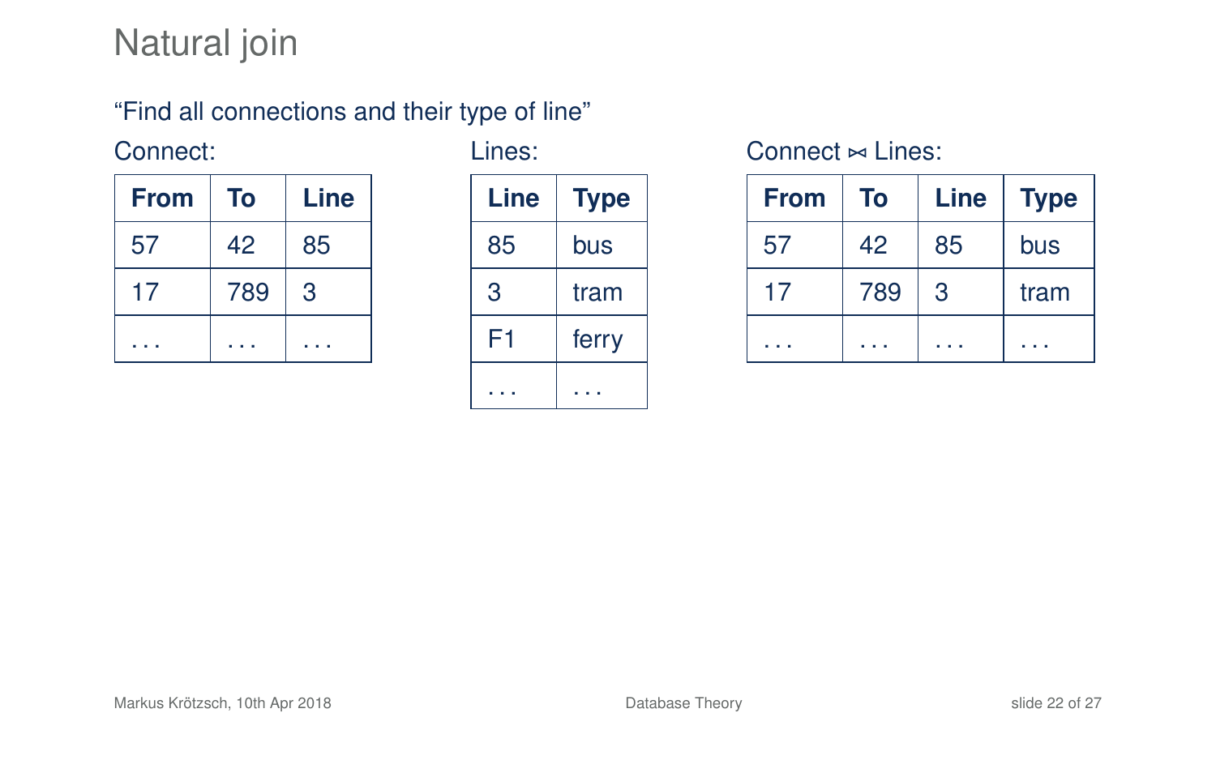# Natural join

"Find all connections and their type of line"

Connect:

| From | To | Line |
|---|---|---|
| 57 | 42 | 85 |
| 17 | 789 | 3 |
| ... | ... | ... |

Lines:

| Line | Type |
|---|---|
| 85 | bus |
| 3 | tram |
| F1 | ferry |
| ... | ... |

Connect $\bowtie$ Lines:

| From | To | Line | Type |
|---|---|---|---|
| 57 | 42 | 85 | bus |
| 17 | 789 | 3 | tram |
| ... | ... | ... | ... |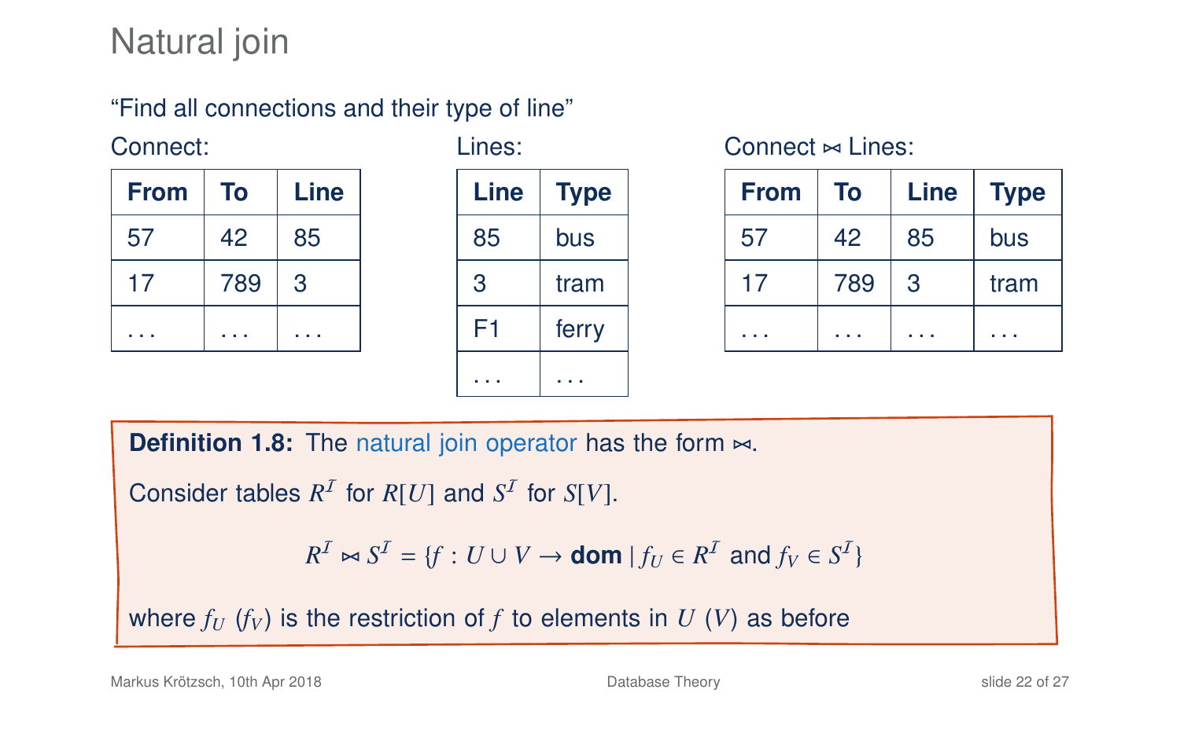# Natural join

"Find all connections and their type of line"

Connect:

| From | To | Line |
|---|---|---|
| 57 | 42 | 85 |
| 17 | 789 | 3 |
| ... | ... | ... |

Lines:

| Line | Type |
|---|---|
| 85 | bus |
| 3 | tram |
| F1 | ferry |
| ... | ... |

Connect $\bowtie$ Lines:

| From | To | Line | Type |
|---|---|---|---|
| 57 | 42 | 85 | bus |
| 17 | 789 | 3 | tram |
| ... | ... | ... | ... |

**Definition 1.8:** The natural join operator has the form $\bowtie$.

Consider tables $R^{\mathcal{I}}$ for $R[U]$ and $S^{\mathcal{I}}$ for $S[V]$.

$$R^{\mathcal{I}} \bowtie S^{\mathcal{I}} = \{f : U \cup V \to \textbf{dom} \mid f_U \in R^{\mathcal{I}} \text{ and } f_V \in S^{\mathcal{I}}\}$$

where $f_U$ ($f_V$) is the restriction of $f$ to elements in $U$ ($V$) as before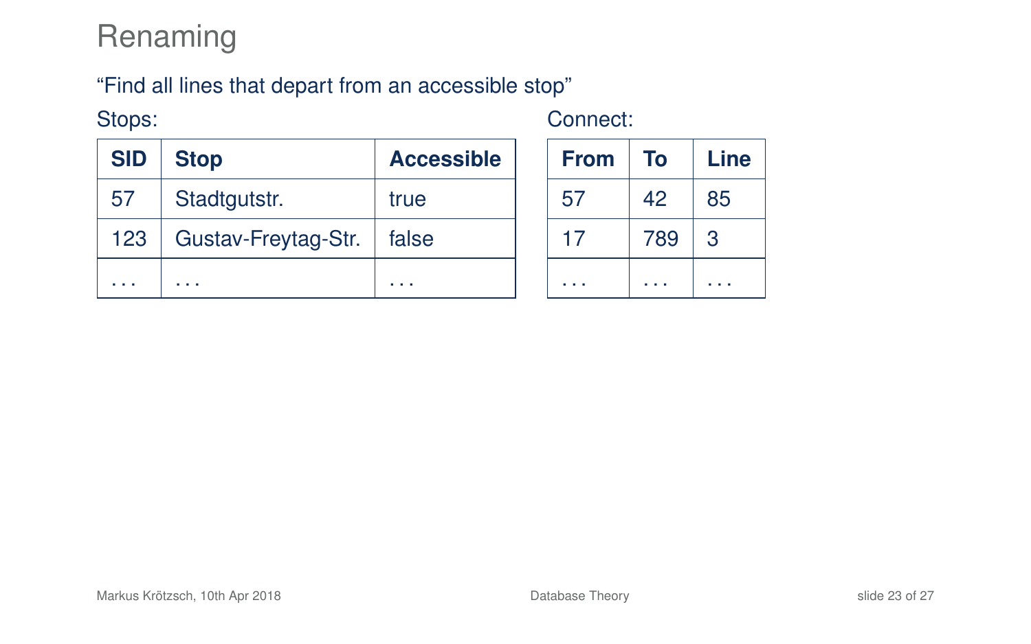# Renaming

"Find all lines that depart from an accessible stop"

Stops:

| SID | Stop | Accessible |
|---|---|---|
| 57 | Stadtgutstr. | true |
| 123 | Gustav-Freytag-Str. | false |
| ... | ... | ... |

Connect:

| From | To | Line |
|---|---|---|
| 57 | 42 | 85 |
| 17 | 789 | 3 |
| ... | ... | ... |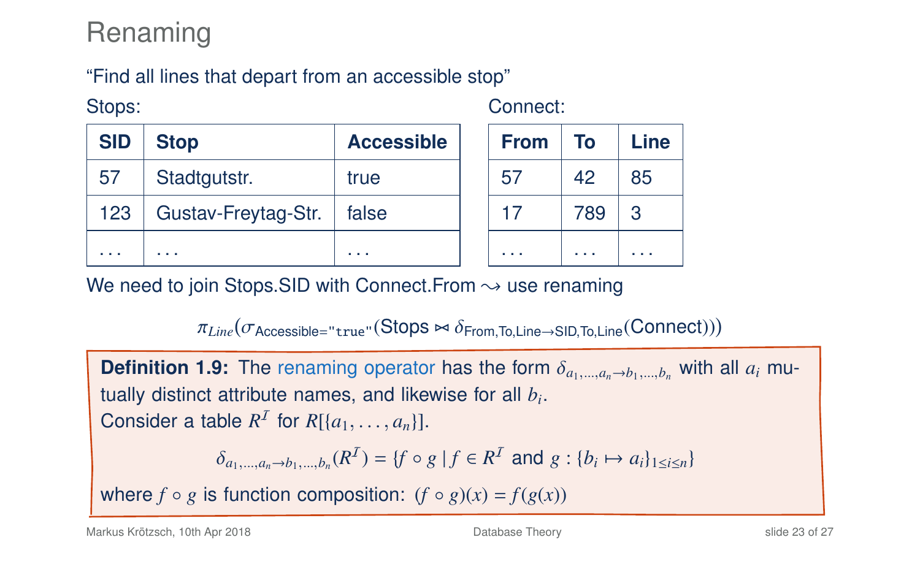# Renaming

"Find all lines that depart from an accessible stop"

Stops:

| SID | Stop | Accessible |
|---|---|---|
| 57 | Stadtgutstr. | true |
| 123 | Gustav-Freytag-Str. | false |
| ... | ... | ... |

Connect:

| From | To | Line |
|---|---|---|
| 57 | 42 | 85 |
| 17 | 789 | 3 |
| ... | ... | ... |

We need to join Stops.SID with Connect.From $\leadsto$ use renaming

$$\pi_{Line}(\sigma_{\text{Accessible}=\texttt{"true"}}(\text{Stops} \bowtie \delta_{\text{From,To,Line}\to\text{SID,To,Line}}(\text{Connect})))$$

**Definition 1.9:** The renaming operator has the form $\delta_{a_1,\ldots,a_n\to b_1,\ldots,b_n}$ with all $a_i$ mutually distinct attribute names, and likewise for all $b_i$.
Consider a table $R^{\mathcal{I}}$ for $R[\{a_1,\ldots,a_n\}]$.

$$\delta_{a_1,\ldots,a_n\to b_1,\ldots,b_n}(R^{\mathcal{I}}) = \{f \circ g \mid f \in R^{\mathcal{I}} \text{ and } g : \{b_i \mapsto a_i\}_{1\leq i\leq n}\}$$

where $f \circ g$ is function composition: $(f \circ g)(x) = f(g(x))$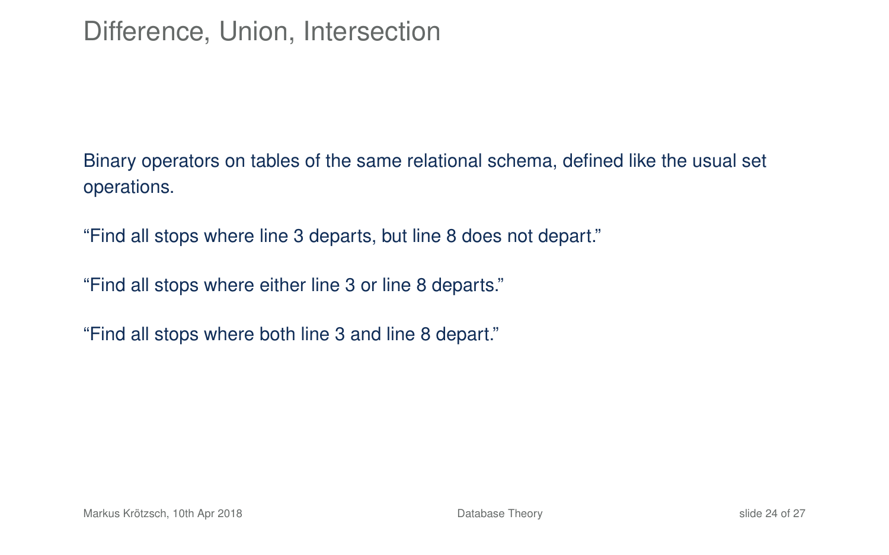# Difference, Union, Intersection

Binary operators on tables of the same relational schema, defined like the usual set operations.

“Find all stops where line 3 departs, but line 8 does not depart.”

“Find all stops where either line 3 or line 8 departs.”

“Find all stops where both line 3 and line 8 depart.”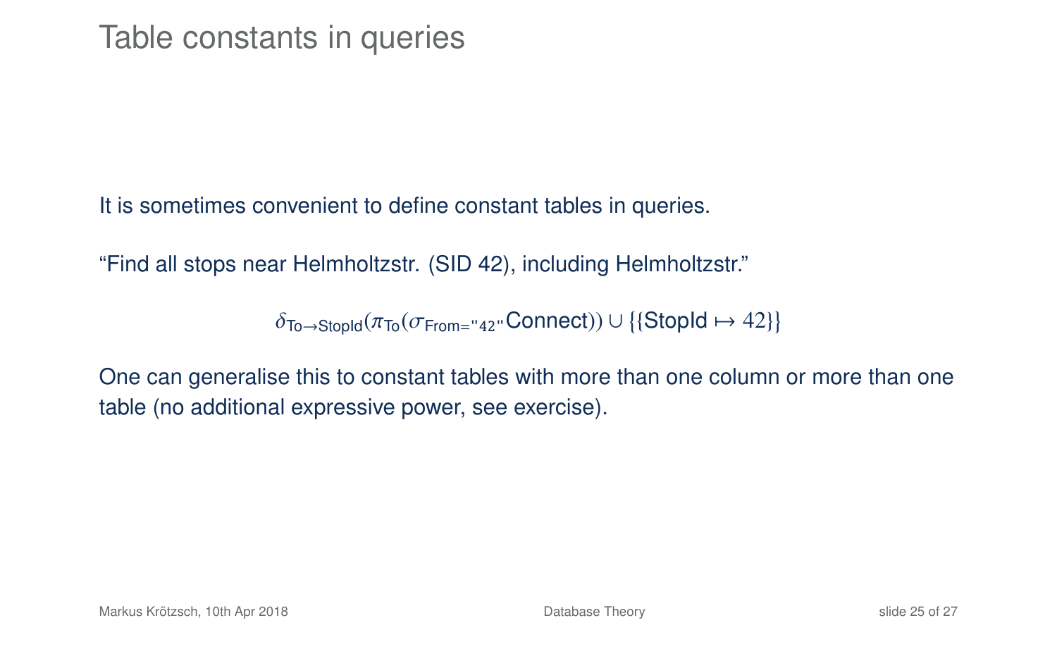# Table constants in queries

It is sometimes convenient to define constant tables in queries.

"Find all stops near Helmholtzstr. (SID 42), including Helmholtzstr."

$$\delta_{\mathsf{To}\to\mathsf{StopId}}(\pi_{\mathsf{To}}(\sigma_{\mathsf{From}=\texttt{"42"}}\mathsf{Connect})) \cup \{\{\mathsf{StopId} \mapsto 42\}\}$$

One can generalise this to constant tables with more than one column or more than one table (no additional expressive power, see exercise).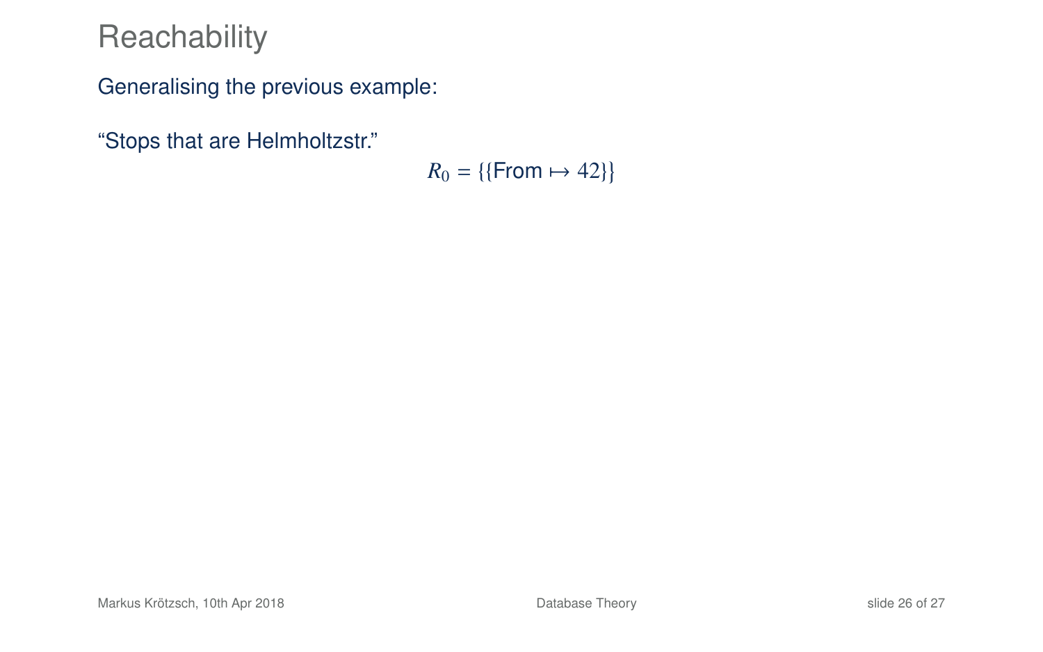# Reachability

Generalising the previous example:

"Stops that are Helmholtzstr."

$$R_0 = \{\{\mathsf{From} \mapsto 42\}\}$$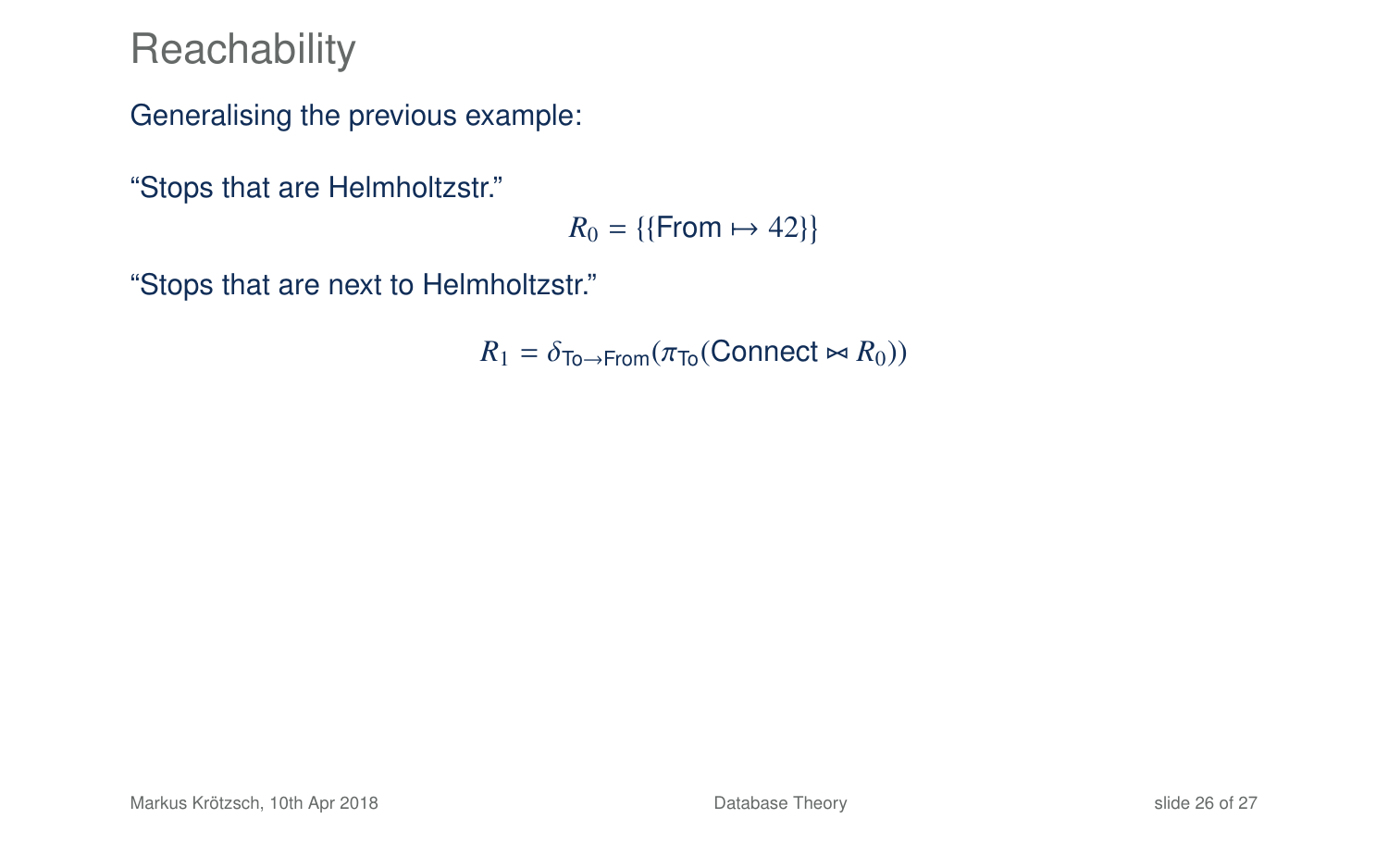# Reachability

Generalising the previous example:

“Stops that are Helmholtzstr.”

$$R_0 = \{\{\mathsf{From} \mapsto 42\}\}$$

“Stops that are next to Helmholtzstr.”

$$R_1 = \delta_{\mathsf{To} \to \mathsf{From}}(\pi_{\mathsf{To}}(\mathsf{Connect} \bowtie R_0))$$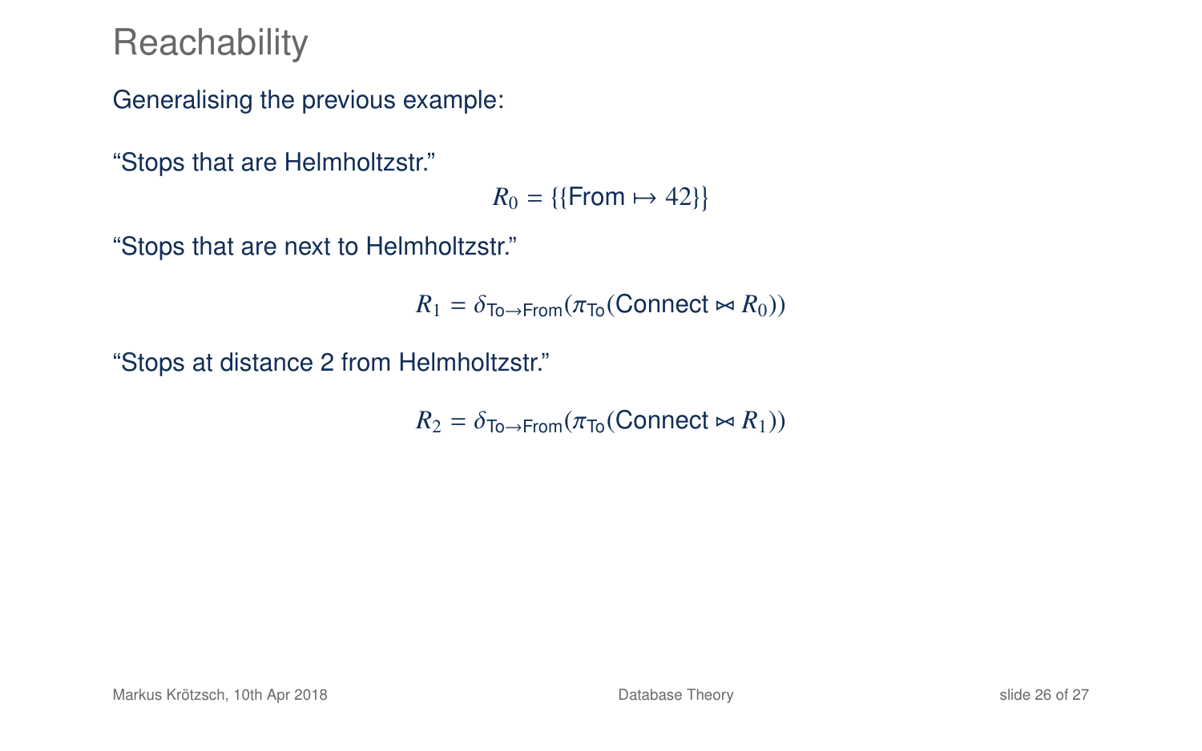# Reachability

Generalising the previous example:

"Stops that are Helmholtzstr."

$$R_0 = \{\{\mathsf{From} \mapsto 42\}\}$$

"Stops that are next to Helmholtzstr."

$$R_1 = \delta_{\mathsf{To}\to\mathsf{From}}(\pi_{\mathsf{To}}(\mathsf{Connect} \bowtie R_0))$$

"Stops at distance 2 from Helmholtzstr."

$$R_2 = \delta_{\mathsf{To}\to\mathsf{From}}(\pi_{\mathsf{To}}(\mathsf{Connect} \bowtie R_1))$$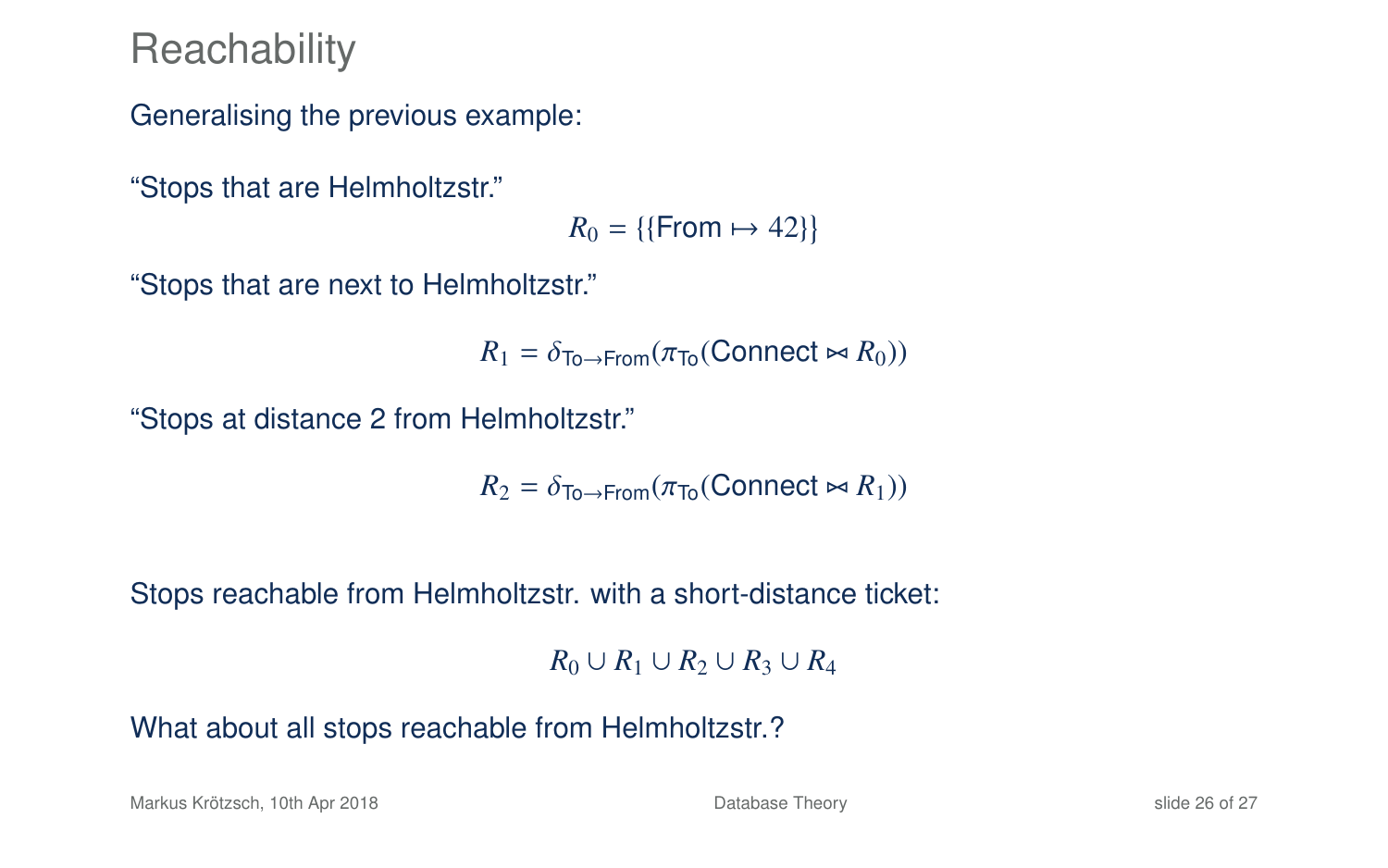# Reachability

Generalising the previous example:

"Stops that are Helmholtzstr."

$$R_0 = \{\{\mathsf{From} \mapsto 42\}\}$$

"Stops that are next to Helmholtzstr."

$$R_1 = \delta_{\mathsf{To}\to\mathsf{From}}(\pi_{\mathsf{To}}(\mathsf{Connect} \bowtie R_0))$$

"Stops at distance 2 from Helmholtzstr."

$$R_2 = \delta_{\mathsf{To}\to\mathsf{From}}(\pi_{\mathsf{To}}(\mathsf{Connect} \bowtie R_1))$$

Stops reachable from Helmholtzstr. with a short-distance ticket:

$$R_0 \cup R_1 \cup R_2 \cup R_3 \cup R_4$$

What about all stops reachable from Helmholtzstr.?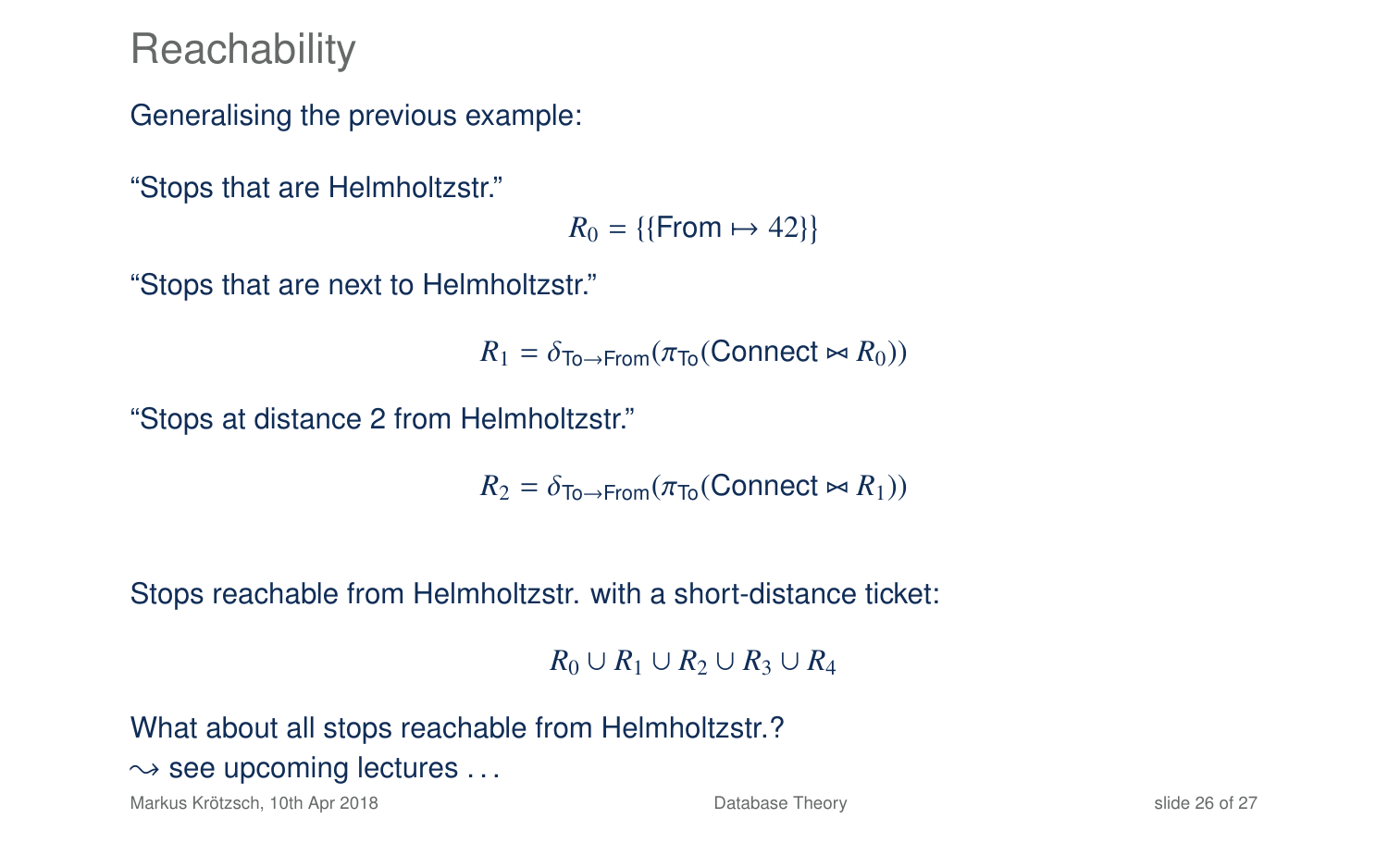# Reachability

Generalising the previous example:

"Stops that are Helmholtzstr."

$$R_0 = \{\{\text{From} \mapsto 42\}\}$$

"Stops that are next to Helmholtzstr."

$$R_1 = \delta_{\text{To}\to\text{From}}(\pi_{\text{To}}(\text{Connect} \bowtie R_0))$$

"Stops at distance 2 from Helmholtzstr."

$$R_2 = \delta_{\text{To}\to\text{From}}(\pi_{\text{To}}(\text{Connect} \bowtie R_1))$$

Stops reachable from Helmholtzstr. with a short-distance ticket:

$$R_0 \cup R_1 \cup R_2 \cup R_3 \cup R_4$$

What about all stops reachable from Helmholtzstr.?
$\leadsto$ see upcoming lectures . . .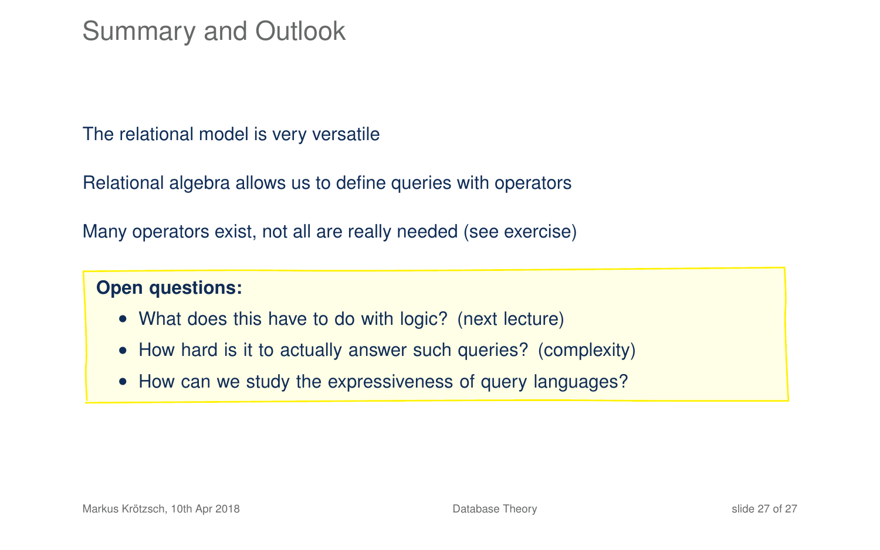# Summary and Outlook

The relational model is very versatile

Relational algebra allows us to define queries with operators

Many operators exist, not all are really needed (see exercise)

**Open questions:**

- What does this have to do with logic? (next lecture)
- How hard is it to actually answer such queries? (complexity)
- How can we study the expressiveness of query languages?